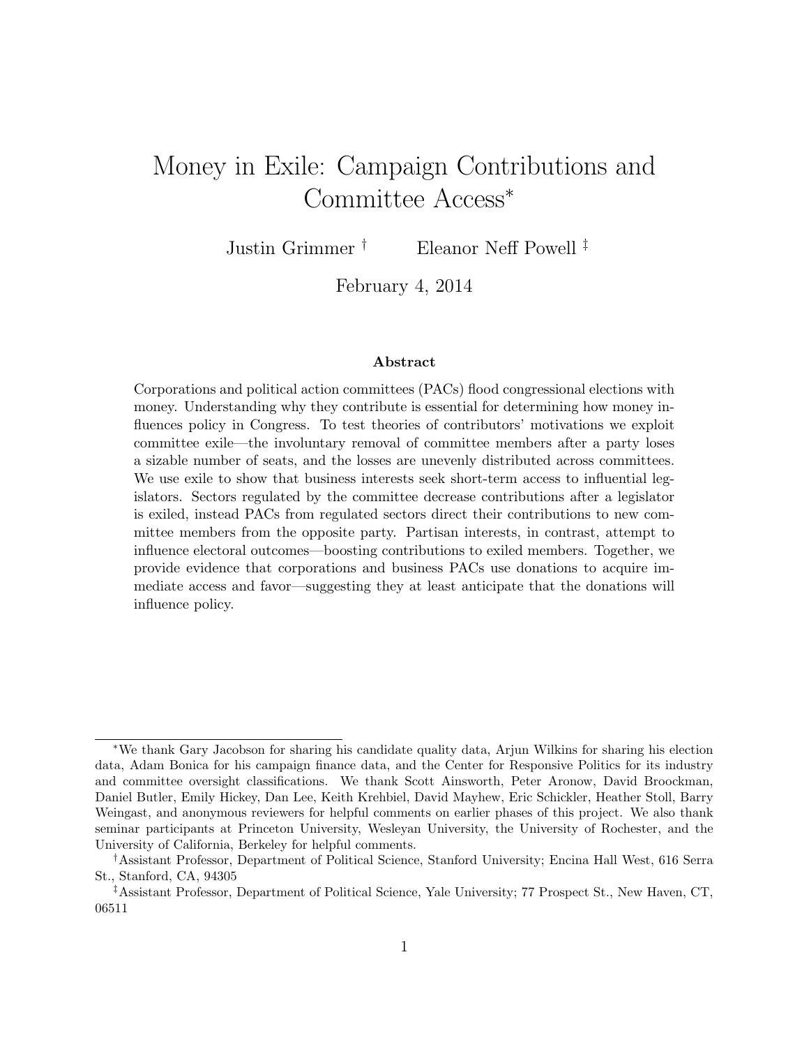# Money in Exile: Campaign Contributions and Committee Access[*]

Justin Grimmer [†] Eleanor Neff Powell [‡]

February 4, 2014

## Abstract

Corporations and political action committees (PACs) flood congressional elections with money. Understanding why they contribute is essential for determining how money influences policy in Congress. To test theories of contributors' motivations we exploit committee exile—the involuntary removal of committee members after a party loses a sizable number of seats, and the losses are unevenly distributed across committees. We use exile to show that business interests seek short-term access to influential legislators. Sectors regulated by the committee decrease contributions after a legislator is exiled, instead PACs from regulated sectors direct their contributions to new committee members from the opposite party. Partisan interests, in contrast, attempt to influence electoral outcomes—boosting contributions to exiled members. Together, we provide evidence that corporations and business PACs use donations to acquire immediate access and favor—suggesting they at least anticipate that the donations will influence policy.

---

[*] We thank Gary Jacobson for sharing his candidate quality data, Arjun Wilkins for sharing his election data, Adam Bonica for his campaign finance data, and the Center for Responsive Politics for its industry and committee oversight classifications. We thank Scott Ainsworth, Peter Aronow, David Broockman, Daniel Butler, Emily Hickey, Dan Lee, Keith Krehbiel, David Mayhew, Eric Schickler, Heather Stoll, Barry Weingast, and anonymous reviewers for helpful comments on earlier phases of this project. We also thank seminar participants at Princeton University, Wesleyan University, the University of Rochester, and the University of California, Berkeley for helpful comments.

[†] Assistant Professor, Department of Political Science, Stanford University; Encina Hall West, 616 Serra St., Stanford, CA, 94305

[‡] Assistant Professor, Department of Political Science, Yale University; 77 Prospect St., New Haven, CT, 06511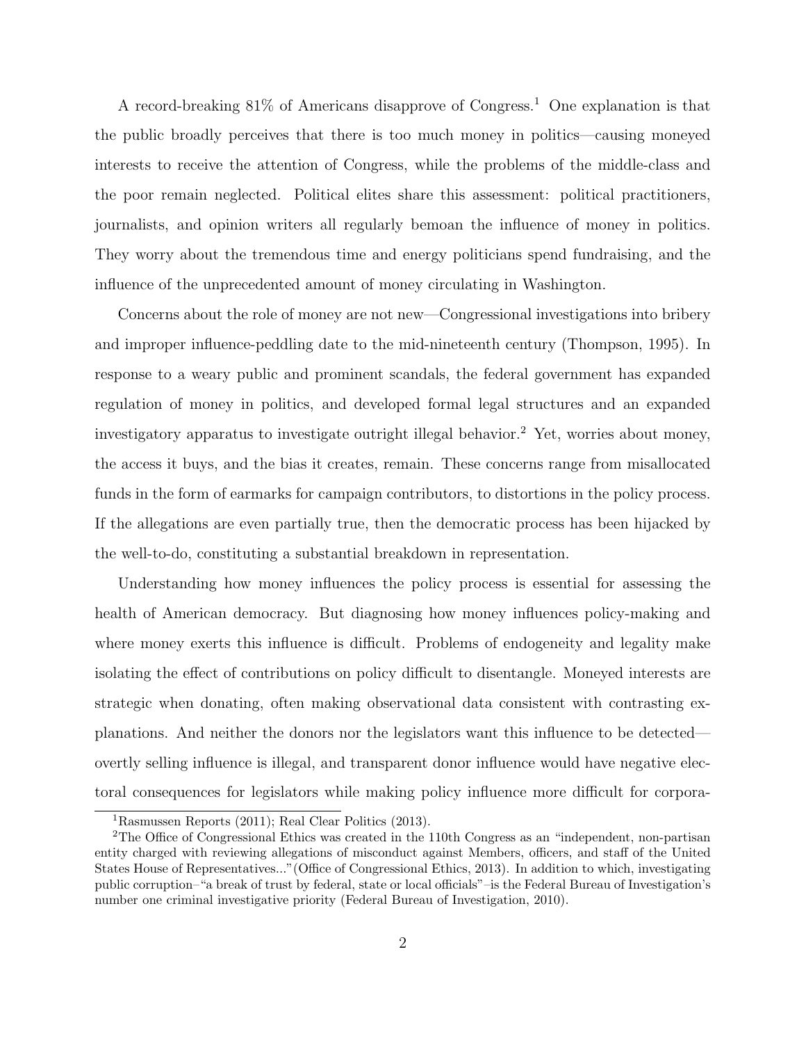A record-breaking 81% of Americans disapprove of Congress.[1] One explanation is that the public broadly perceives that there is too much money in politics—causing moneyed interests to receive the attention of Congress, while the problems of the middle-class and the poor remain neglected. Political elites share this assessment: political practitioners, journalists, and opinion writers all regularly bemoan the influence of money in politics. They worry about the tremendous time and energy politicians spend fundraising, and the influence of the unprecedented amount of money circulating in Washington.

Concerns about the role of money are not new—Congressional investigations into bribery and improper influence-peddling date to the mid-nineteenth century (Thompson, 1995). In response to a weary public and prominent scandals, the federal government has expanded regulation of money in politics, and developed formal legal structures and an expanded investigatory apparatus to investigate outright illegal behavior.[2] Yet, worries about money, the access it buys, and the bias it creates, remain. These concerns range from misallocated funds in the form of earmarks for campaign contributors, to distortions in the policy process. If the allegations are even partially true, then the democratic process has been hijacked by the well-to-do, constituting a substantial breakdown in representation.

Understanding how money influences the policy process is essential for assessing the health of American democracy. But diagnosing how money influences policy-making and where money exerts this influence is difficult. Problems of endogeneity and legality make isolating the effect of contributions on policy difficult to disentangle. Moneyed interests are strategic when donating, often making observational data consistent with contrasting explanations. And neither the donors nor the legislators want this influence to be detected—overtly selling influence is illegal, and transparent donor influence would have negative electoral consequences for legislators while making policy influence more difficult for corpora-

[1] Rasmussen Reports (2011); Real Clear Politics (2013).

[2] The Office of Congressional Ethics was created in the 110th Congress as an "independent, non-partisan entity charged with reviewing allegations of misconduct against Members, officers, and staff of the United States House of Representatives..."(Office of Congressional Ethics, 2013). In addition to which, investigating public corruption–"a break of trust by federal, state or local officials"–is the Federal Bureau of Investigation's number one criminal investigative priority (Federal Bureau of Investigation, 2010).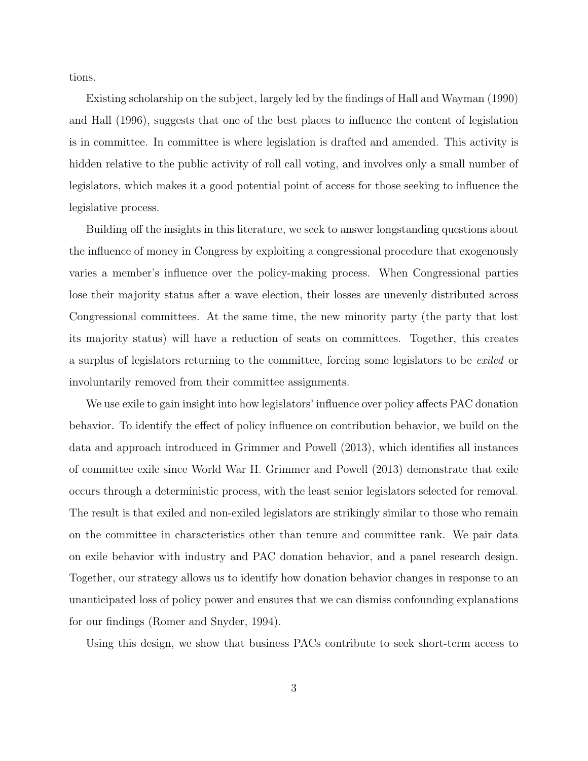tions.

Existing scholarship on the subject, largely led by the findings of Hall and Wayman (1990) and Hall (1996), suggests that one of the best places to influence the content of legislation is in committee. In committee is where legislation is drafted and amended. This activity is hidden relative to the public activity of roll call voting, and involves only a small number of legislators, which makes it a good potential point of access for those seeking to influence the legislative process.

Building off the insights in this literature, we seek to answer longstanding questions about the influence of money in Congress by exploiting a congressional procedure that exogenously varies a member's influence over the policy-making process. When Congressional parties lose their majority status after a wave election, their losses are unevenly distributed across Congressional committees. At the same time, the new minority party (the party that lost its majority status) will have a reduction of seats on committees. Together, this creates a surplus of legislators returning to the committee, forcing some legislators to be *exiled* or involuntarily removed from their committee assignments.

We use exile to gain insight into how legislators' influence over policy affects PAC donation behavior. To identify the effect of policy influence on contribution behavior, we build on the data and approach introduced in Grimmer and Powell (2013), which identifies all instances of committee exile since World War II. Grimmer and Powell (2013) demonstrate that exile occurs through a deterministic process, with the least senior legislators selected for removal. The result is that exiled and non-exiled legislators are strikingly similar to those who remain on the committee in characteristics other than tenure and committee rank. We pair data on exile behavior with industry and PAC donation behavior, and a panel research design. Together, our strategy allows us to identify how donation behavior changes in response to an unanticipated loss of policy power and ensures that we can dismiss confounding explanations for our findings (Romer and Snyder, 1994).

Using this design, we show that business PACs contribute to seek short-term access to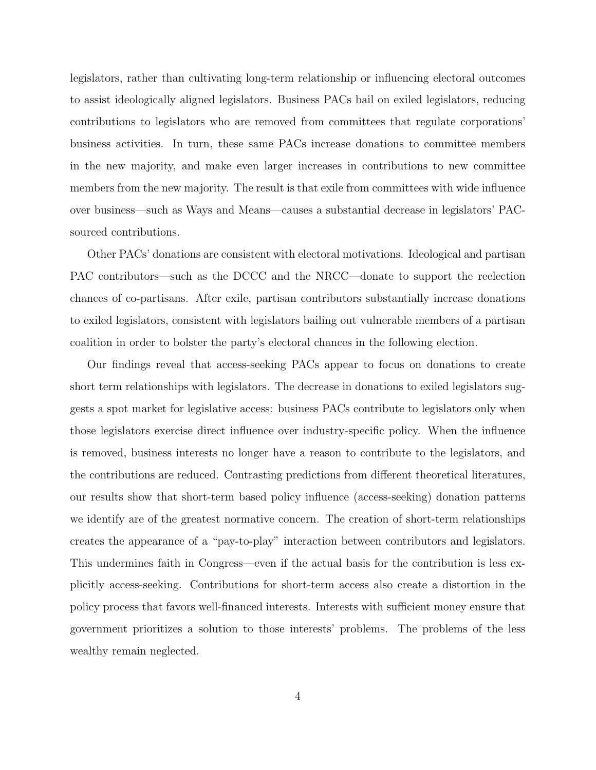legislators, rather than cultivating long-term relationship or influencing electoral outcomes to assist ideologically aligned legislators. Business PACs bail on exiled legislators, reducing contributions to legislators who are removed from committees that regulate corporations' business activities. In turn, these same PACs increase donations to committee members in the new majority, and make even larger increases in contributions to new committee members from the new majority. The result is that exile from committees with wide influence over business—such as Ways and Means—causes a substantial decrease in legislators' PAC-sourced contributions.

Other PACs' donations are consistent with electoral motivations. Ideological and partisan PAC contributors—such as the DCCC and the NRCC—donate to support the reelection chances of co-partisans. After exile, partisan contributors substantially increase donations to exiled legislators, consistent with legislators bailing out vulnerable members of a partisan coalition in order to bolster the party's electoral chances in the following election.

Our findings reveal that access-seeking PACs appear to focus on donations to create short term relationships with legislators. The decrease in donations to exiled legislators suggests a spot market for legislative access: business PACs contribute to legislators only when those legislators exercise direct influence over industry-specific policy. When the influence is removed, business interests no longer have a reason to contribute to the legislators, and the contributions are reduced. Contrasting predictions from different theoretical literatures, our results show that short-term based policy influence (access-seeking) donation patterns we identify are of the greatest normative concern. The creation of short-term relationships creates the appearance of a "pay-to-play" interaction between contributors and legislators. This undermines faith in Congress—even if the actual basis for the contribution is less explicitly access-seeking. Contributions for short-term access also create a distortion in the policy process that favors well-financed interests. Interests with sufficient money ensure that government prioritizes a solution to those interests' problems. The problems of the less wealthy remain neglected.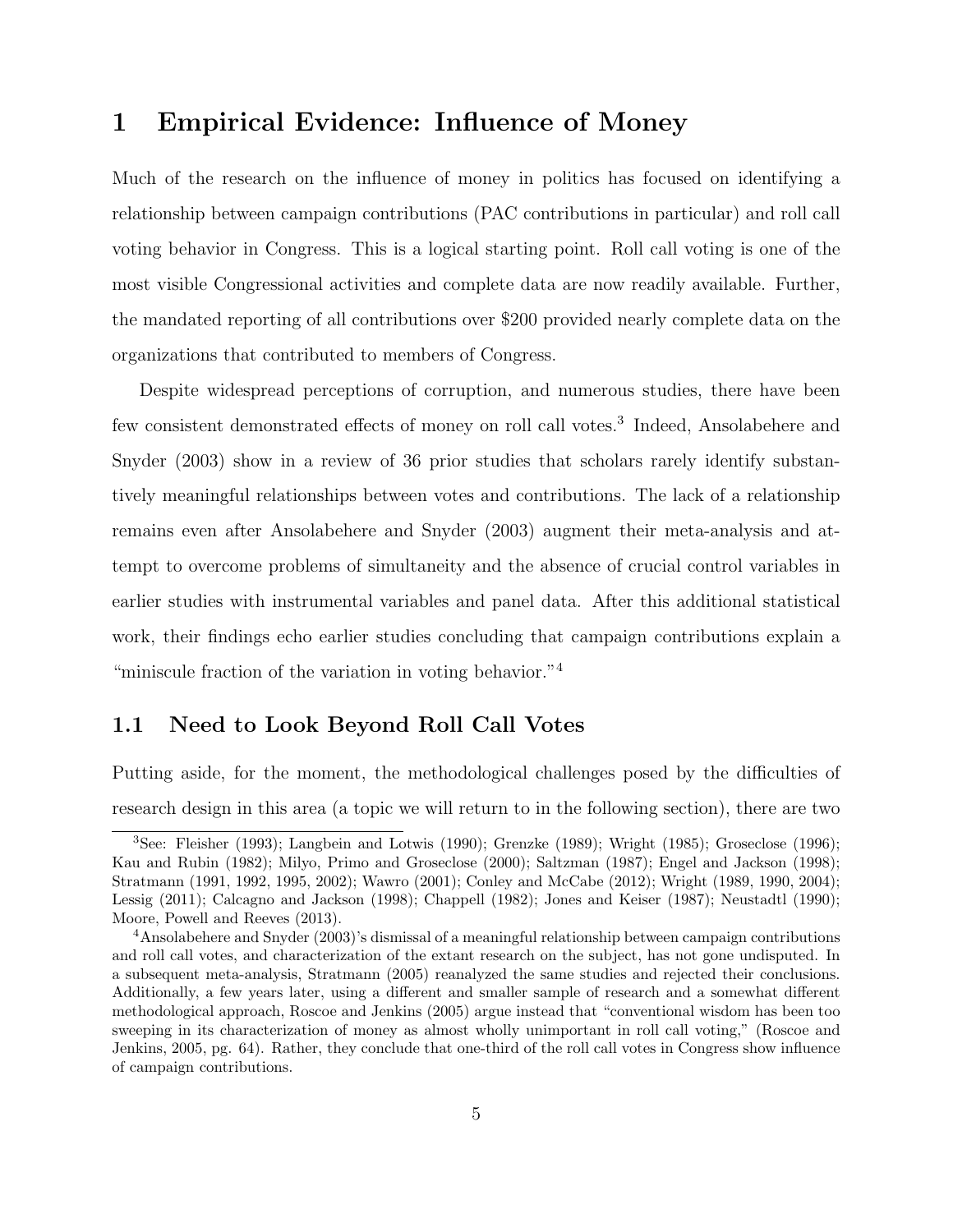# 1 Empirical Evidence: Influence of Money

Much of the research on the influence of money in politics has focused on identifying a relationship between campaign contributions (PAC contributions in particular) and roll call voting behavior in Congress. This is a logical starting point. Roll call voting is one of the most visible Congressional activities and complete data are now readily available. Further, the mandated reporting of all contributions over $200 provided nearly complete data on the organizations that contributed to members of Congress.

Despite widespread perceptions of corruption, and numerous studies, there have been few consistent demonstrated effects of money on roll call votes.[3] Indeed, Ansolabehere and Snyder (2003) show in a review of 36 prior studies that scholars rarely identify substantively meaningful relationships between votes and contributions. The lack of a relationship remains even after Ansolabehere and Snyder (2003) augment their meta-analysis and attempt to overcome problems of simultaneity and the absence of crucial control variables in earlier studies with instrumental variables and panel data. After this additional statistical work, their findings echo earlier studies concluding that campaign contributions explain a "miniscule fraction of the variation in voting behavior."[4]

## 1.1 Need to Look Beyond Roll Call Votes

Putting aside, for the moment, the methodological challenges posed by the difficulties of research design in this area (a topic we will return to in the following section), there are two

---

[3] See: Fleisher (1993); Langbein and Lotwis (1990); Grenzke (1989); Wright (1985); Groseclose (1996); Kau and Rubin (1982); Milyo, Primo and Groseclose (2000); Saltzman (1987); Engel and Jackson (1998); Stratmann (1991, 1992, 1995, 2002); Wawro (2001); Conley and McCabe (2012); Wright (1989, 1990, 2004); Lessig (2011); Calcagno and Jackson (1998); Chappell (1982); Jones and Keiser (1987); Neustadtl (1990); Moore, Powell and Reeves (2013).

[4] Ansolabehere and Snyder (2003)'s dismissal of a meaningful relationship between campaign contributions and roll call votes, and characterization of the extant research on the subject, has not gone undisputed. In a subsequent meta-analysis, Stratmann (2005) reanalyzed the same studies and rejected their conclusions. Additionally, a few years later, using a different and smaller sample of research and a somewhat different methodological approach, Roscoe and Jenkins (2005) argue instead that "conventional wisdom has been too sweeping in its characterization of money as almost wholly unimportant in roll call voting," (Roscoe and Jenkins, 2005, pg. 64). Rather, they conclude that one-third of the roll call votes in Congress show influence of campaign contributions.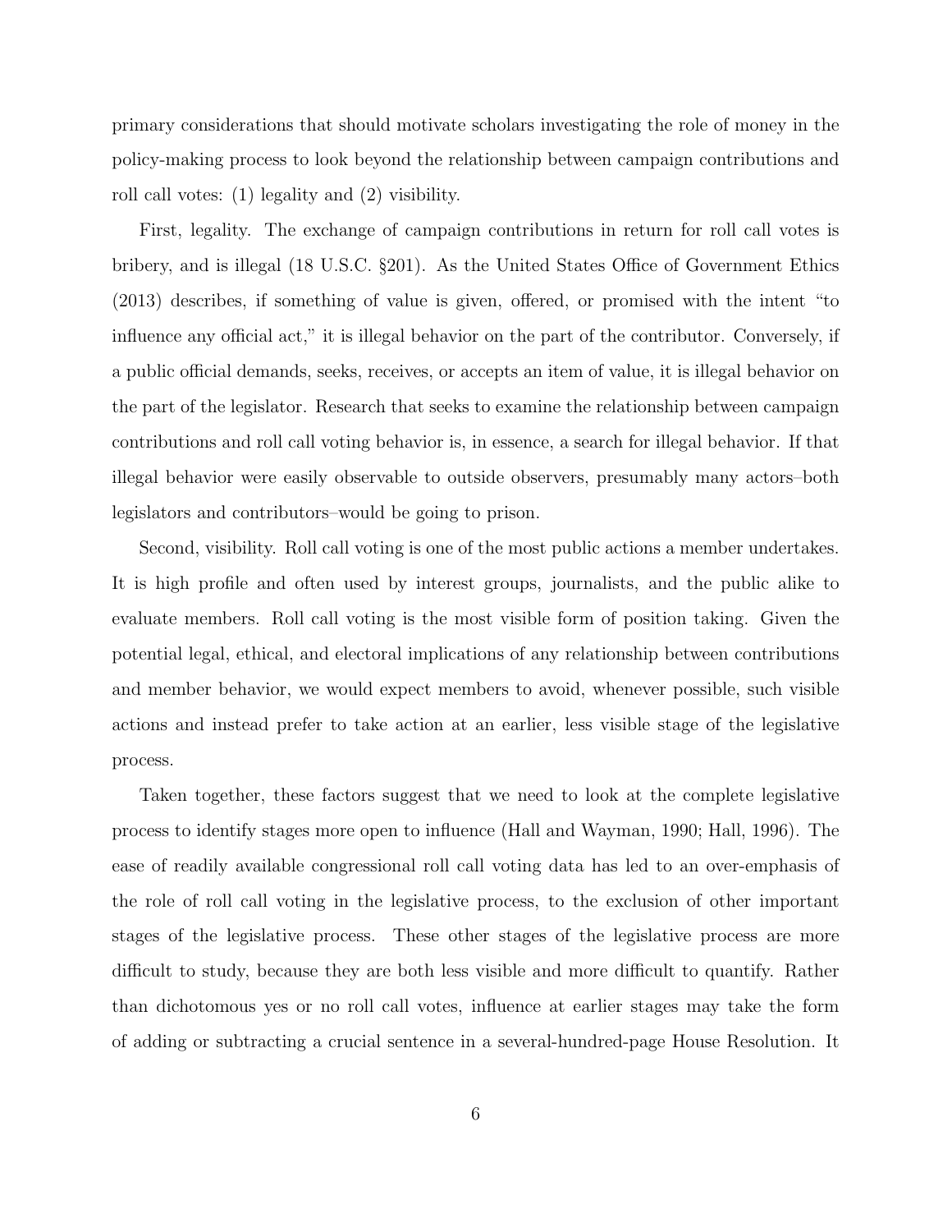primary considerations that should motivate scholars investigating the role of money in the policy-making process to look beyond the relationship between campaign contributions and roll call votes: (1) legality and (2) visibility.

First, legality. The exchange of campaign contributions in return for roll call votes is bribery, and is illegal (18 U.S.C. §201). As the United States Office of Government Ethics (2013) describes, if something of value is given, offered, or promised with the intent "to influence any official act," it is illegal behavior on the part of the contributor. Conversely, if a public official demands, seeks, receives, or accepts an item of value, it is illegal behavior on the part of the legislator. Research that seeks to examine the relationship between campaign contributions and roll call voting behavior is, in essence, a search for illegal behavior. If that illegal behavior were easily observable to outside observers, presumably many actors–both legislators and contributors–would be going to prison.

Second, visibility. Roll call voting is one of the most public actions a member undertakes. It is high profile and often used by interest groups, journalists, and the public alike to evaluate members. Roll call voting is the most visible form of position taking. Given the potential legal, ethical, and electoral implications of any relationship between contributions and member behavior, we would expect members to avoid, whenever possible, such visible actions and instead prefer to take action at an earlier, less visible stage of the legislative process.

Taken together, these factors suggest that we need to look at the complete legislative process to identify stages more open to influence (Hall and Wayman, 1990; Hall, 1996). The ease of readily available congressional roll call voting data has led to an over-emphasis of the role of roll call voting in the legislative process, to the exclusion of other important stages of the legislative process. These other stages of the legislative process are more difficult to study, because they are both less visible and more difficult to quantify. Rather than dichotomous yes or no roll call votes, influence at earlier stages may take the form of adding or subtracting a crucial sentence in a several-hundred-page House Resolution. It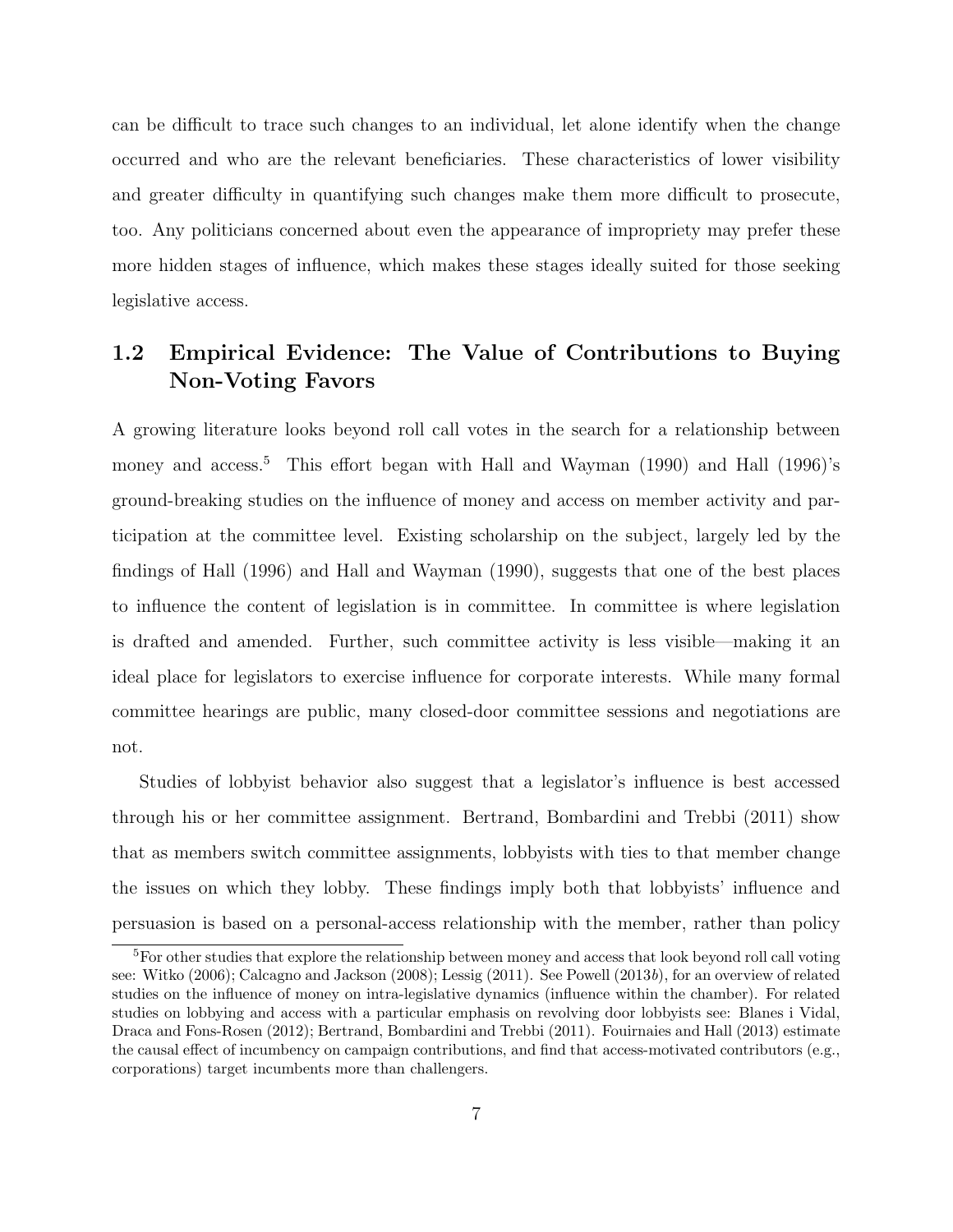can be difficult to trace such changes to an individual, let alone identify when the change occurred and who are the relevant beneficiaries. These characteristics of lower visibility and greater difficulty in quantifying such changes make them more difficult to prosecute, too. Any politicians concerned about even the appearance of impropriety may prefer these more hidden stages of influence, which makes these stages ideally suited for those seeking legislative access.

## 1.2 Empirical Evidence: The Value of Contributions to Buying Non-Voting Favors

A growing literature looks beyond roll call votes in the search for a relationship between money and access.[5] This effort began with Hall and Wayman (1990) and Hall (1996)'s ground-breaking studies on the influence of money and access on member activity and participation at the committee level. Existing scholarship on the subject, largely led by the findings of Hall (1996) and Hall and Wayman (1990), suggests that one of the best places to influence the content of legislation is in committee. In committee is where legislation is drafted and amended. Further, such committee activity is less visible—making it an ideal place for legislators to exercise influence for corporate interests. While many formal committee hearings are public, many closed-door committee sessions and negotiations are not.

Studies of lobbyist behavior also suggest that a legislator's influence is best accessed through his or her committee assignment. Bertrand, Bombardini and Trebbi (2011) show that as members switch committee assignments, lobbyists with ties to that member change the issues on which they lobby. These findings imply both that lobbyists' influence and persuasion is based on a personal-access relationship with the member, rather than policy

[5] For other studies that explore the relationship between money and access that look beyond roll call voting see: Witko (2006); Calcagno and Jackson (2008); Lessig (2011). See Powell (2013*b*), for an overview of related studies on the influence of money on intra-legislative dynamics (influence within the chamber). For related studies on lobbying and access with a particular emphasis on revolving door lobbyists see: Blanes i Vidal, Draca and Fons-Rosen (2012); Bertrand, Bombardini and Trebbi (2011). Fouirnaies and Hall (2013) estimate the causal effect of incumbency on campaign contributions, and find that access-motivated contributors (e.g., corporations) target incumbents more than challengers.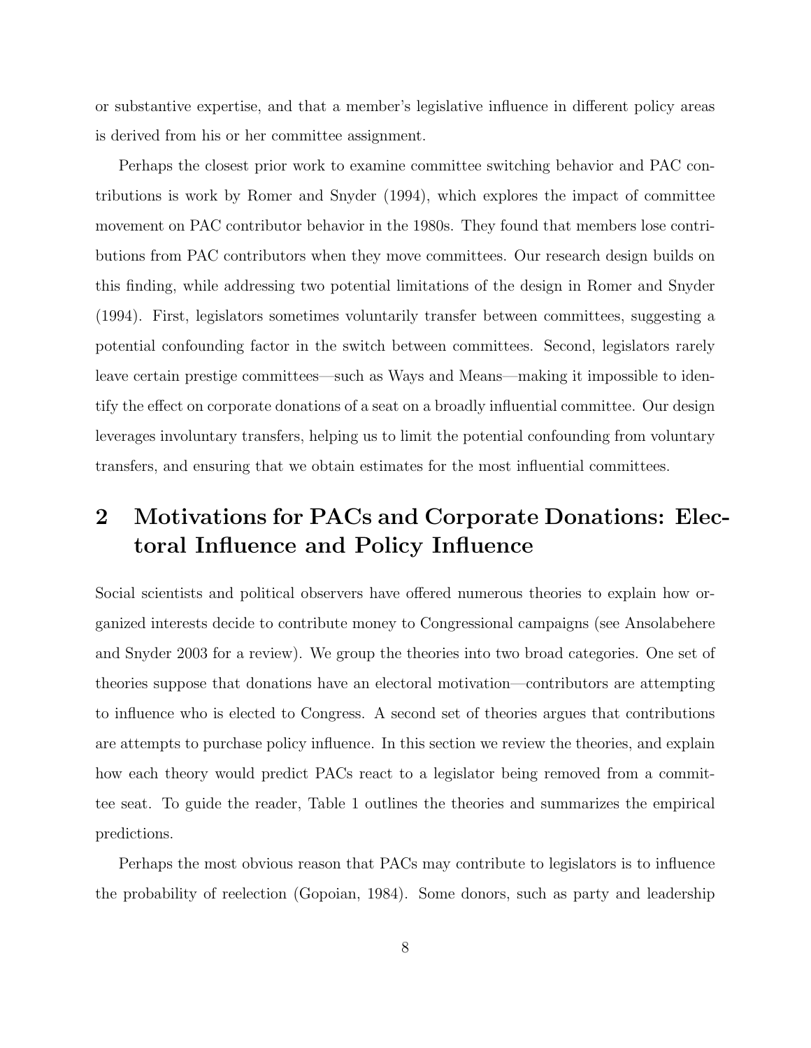or substantive expertise, and that a member's legislative influence in different policy areas is derived from his or her committee assignment.

Perhaps the closest prior work to examine committee switching behavior and PAC contributions is work by Romer and Snyder (1994), which explores the impact of committee movement on PAC contributor behavior in the 1980s. They found that members lose contributions from PAC contributors when they move committees. Our research design builds on this finding, while addressing two potential limitations of the design in Romer and Snyder (1994). First, legislators sometimes voluntarily transfer between committees, suggesting a potential confounding factor in the switch between committees. Second, legislators rarely leave certain prestige committees—such as Ways and Means—making it impossible to identify the effect on corporate donations of a seat on a broadly influential committee. Our design leverages involuntary transfers, helping us to limit the potential confounding from voluntary transfers, and ensuring that we obtain estimates for the most influential committees.

## 2 Motivations for PACs and Corporate Donations: Electoral Influence and Policy Influence

Social scientists and political observers have offered numerous theories to explain how organized interests decide to contribute money to Congressional campaigns (see Ansolabehere and Snyder 2003 for a review). We group the theories into two broad categories. One set of theories suppose that donations have an electoral motivation—contributors are attempting to influence who is elected to Congress. A second set of theories argues that contributions are attempts to purchase policy influence. In this section we review the theories, and explain how each theory would predict PACs react to a legislator being removed from a committee seat. To guide the reader, Table 1 outlines the theories and summarizes the empirical predictions.

Perhaps the most obvious reason that PACs may contribute to legislators is to influence the probability of reelection (Gopoian, 1984). Some donors, such as party and leadership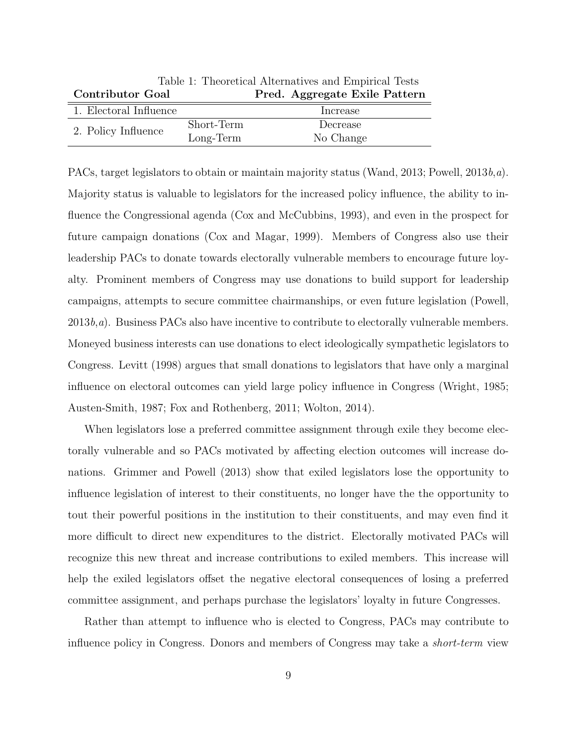Table 1: Theoretical Alternatives and Empirical Tests

| **Contributor Goal** | | **Pred. Aggregate Exile Pattern** |
|---|---|---|
| 1. Electoral Influence | | Increase |
| 2. Policy Influence | Short-Term | Decrease |
| | Long-Term | No Change |

PACs, target legislators to obtain or maintain majority status (Wand, 2013; Powell, 2013*b*,*a*). Majority status is valuable to legislators for the increased policy influence, the ability to influence the Congressional agenda (Cox and McCubbins, 1993), and even in the prospect for future campaign donations (Cox and Magar, 1999). Members of Congress also use their leadership PACs to donate towards electorally vulnerable members to encourage future loyalty. Prominent members of Congress may use donations to build support for leadership campaigns, attempts to secure committee chairmanships, or even future legislation (Powell, 2013*b*,*a*). Business PACs also have incentive to contribute to electorally vulnerable members. Moneyed business interests can use donations to elect ideologically sympathetic legislators to Congress. Levitt (1998) argues that small donations to legislators that have only a marginal influence on electoral outcomes can yield large policy influence in Congress (Wright, 1985; Austen-Smith, 1987; Fox and Rothenberg, 2011; Wolton, 2014).

When legislators lose a preferred committee assignment through exile they become electorally vulnerable and so PACs motivated by affecting election outcomes will increase donations. Grimmer and Powell (2013) show that exiled legislators lose the opportunity to influence legislation of interest to their constituents, no longer have the the opportunity to tout their powerful positions in the institution to their constituents, and may even find it more difficult to direct new expenditures to the district. Electorally motivated PACs will recognize this new threat and increase contributions to exiled members. This increase will help the exiled legislators offset the negative electoral consequences of losing a preferred committee assignment, and perhaps purchase the legislators' loyalty in future Congresses.

Rather than attempt to influence who is elected to Congress, PACs may contribute to influence policy in Congress. Donors and members of Congress may take a *short-term* view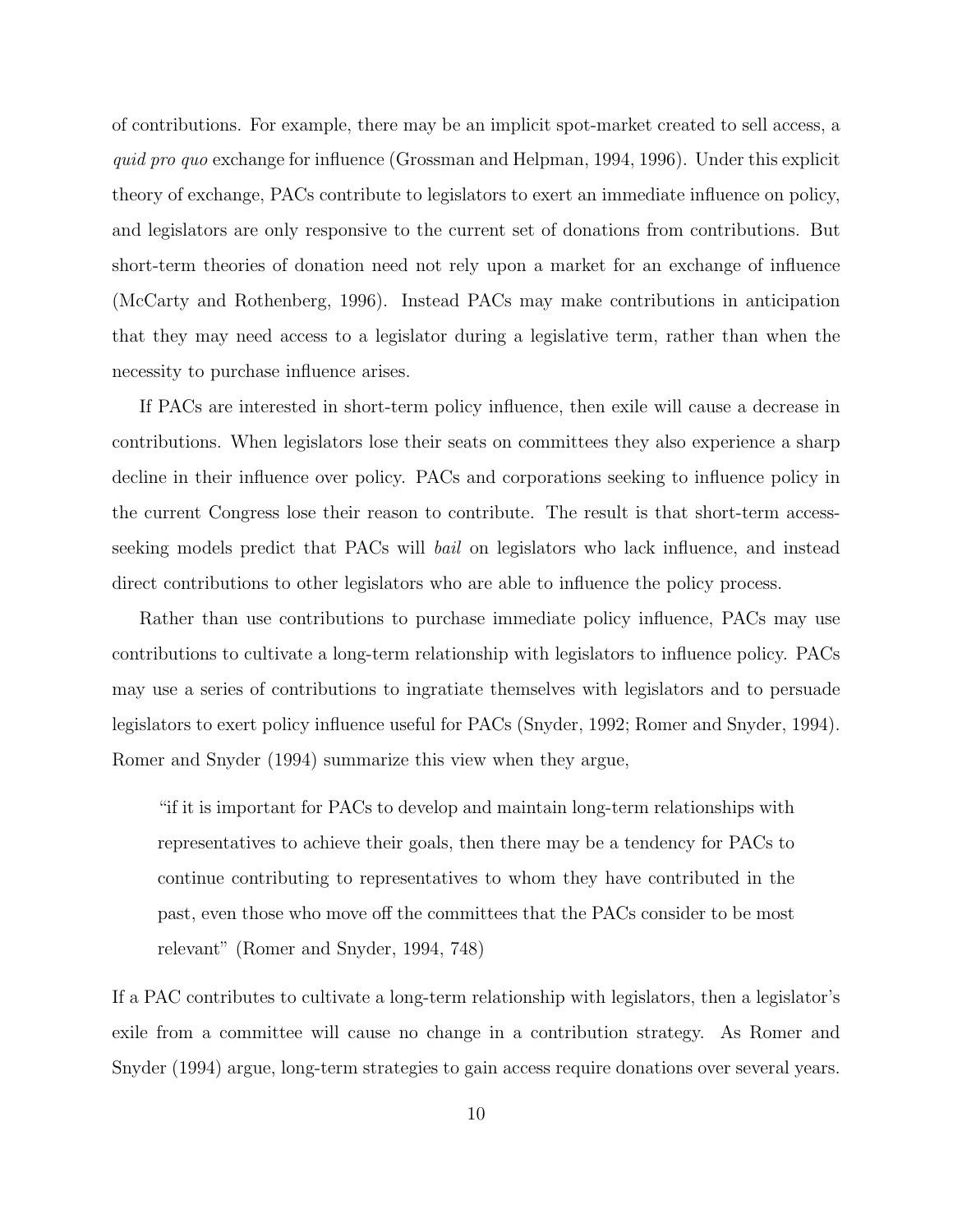of contributions. For example, there may be an implicit spot-market created to sell access, a *quid pro quo* exchange for influence (Grossman and Helpman, 1994, 1996). Under this explicit theory of exchange, PACs contribute to legislators to exert an immediate influence on policy, and legislators are only responsive to the current set of donations from contributions. But short-term theories of donation need not rely upon a market for an exchange of influence (McCarty and Rothenberg, 1996). Instead PACs may make contributions in anticipation that they may need access to a legislator during a legislative term, rather than when the necessity to purchase influence arises.

If PACs are interested in short-term policy influence, then exile will cause a decrease in contributions. When legislators lose their seats on committees they also experience a sharp decline in their influence over policy. PACs and corporations seeking to influence policy in the current Congress lose their reason to contribute. The result is that short-term access-seeking models predict that PACs will *bail* on legislators who lack influence, and instead direct contributions to other legislators who are able to influence the policy process.

Rather than use contributions to purchase immediate policy influence, PACs may use contributions to cultivate a long-term relationship with legislators to influence policy. PACs may use a series of contributions to ingratiate themselves with legislators and to persuade legislators to exert policy influence useful for PACs (Snyder, 1992; Romer and Snyder, 1994). Romer and Snyder (1994) summarize this view when they argue,

> "if it is important for PACs to develop and maintain long-term relationships with representatives to achieve their goals, then there may be a tendency for PACs to continue contributing to representatives to whom they have contributed in the past, even those who move off the committees that the PACs consider to be most relevant" (Romer and Snyder, 1994, 748)

If a PAC contributes to cultivate a long-term relationship with legislators, then a legislator's exile from a committee will cause no change in a contribution strategy. As Romer and Snyder (1994) argue, long-term strategies to gain access require donations over several years.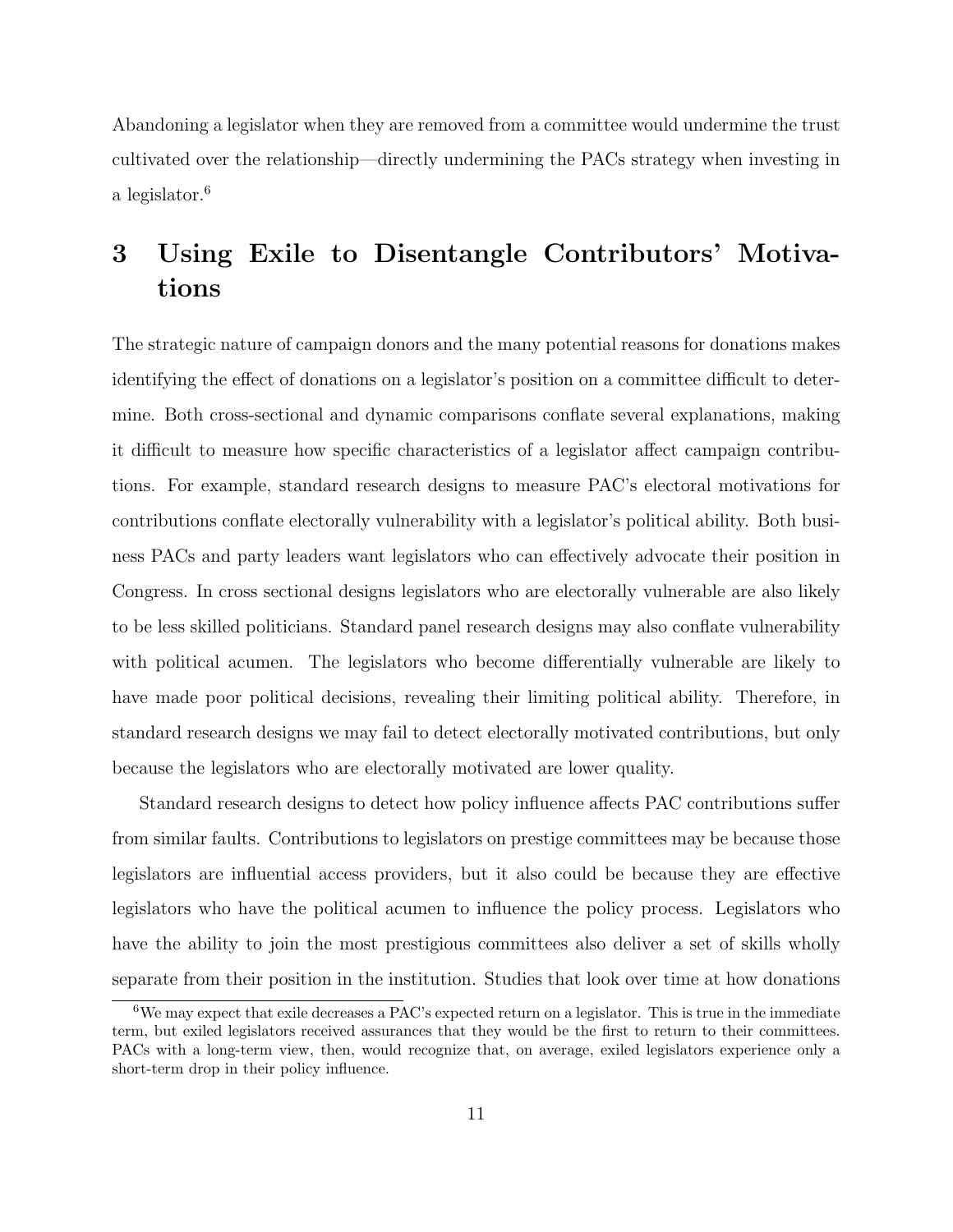Abandoning a legislator when they are removed from a committee would undermine the trust cultivated over the relationship—directly undermining the PACs strategy when investing in a legislator.[6]

# 3 Using Exile to Disentangle Contributors' Motivations

The strategic nature of campaign donors and the many potential reasons for donations makes identifying the effect of donations on a legislator's position on a committee difficult to determine. Both cross-sectional and dynamic comparisons conflate several explanations, making it difficult to measure how specific characteristics of a legislator affect campaign contributions. For example, standard research designs to measure PAC's electoral motivations for contributions conflate electorally vulnerability with a legislator's political ability. Both business PACs and party leaders want legislators who can effectively advocate their position in Congress. In cross sectional designs legislators who are electorally vulnerable are also likely to be less skilled politicians. Standard panel research designs may also conflate vulnerability with political acumen. The legislators who become differentially vulnerable are likely to have made poor political decisions, revealing their limiting political ability. Therefore, in standard research designs we may fail to detect electorally motivated contributions, but only because the legislators who are electorally motivated are lower quality.

Standard research designs to detect how policy influence affects PAC contributions suffer from similar faults. Contributions to legislators on prestige committees may be because those legislators are influential access providers, but it also could be because they are effective legislators who have the political acumen to influence the policy process. Legislators who have the ability to join the most prestigious committees also deliver a set of skills wholly separate from their position in the institution. Studies that look over time at how donations

[6] We may expect that exile decreases a PAC's expected return on a legislator. This is true in the immediate term, but exiled legislators received assurances that they would be the first to return to their committees. PACs with a long-term view, then, would recognize that, on average, exiled legislators experience only a short-term drop in their policy influence.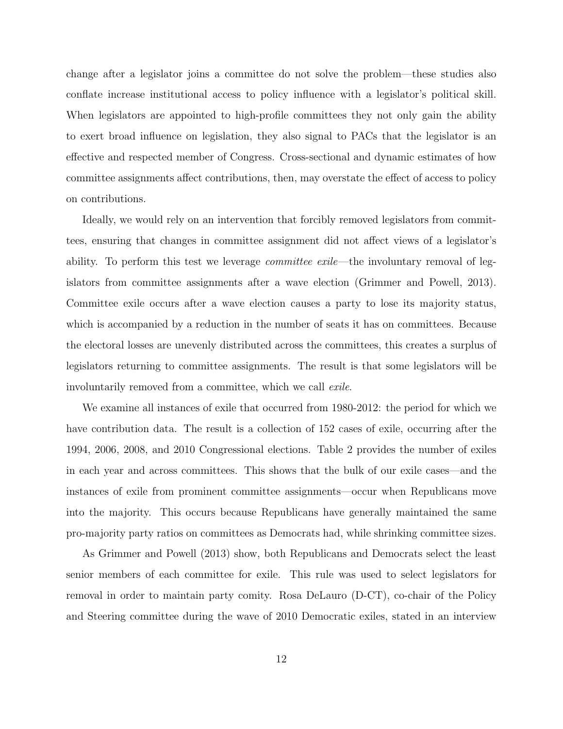change after a legislator joins a committee do not solve the problem—these studies also conflate increase institutional access to policy influence with a legislator's political skill. When legislators are appointed to high-profile committees they not only gain the ability to exert broad influence on legislation, they also signal to PACs that the legislator is an effective and respected member of Congress. Cross-sectional and dynamic estimates of how committee assignments affect contributions, then, may overstate the effect of access to policy on contributions.

Ideally, we would rely on an intervention that forcibly removed legislators from committees, ensuring that changes in committee assignment did not affect views of a legislator's ability. To perform this test we leverage *committee exile*—the involuntary removal of legislators from committee assignments after a wave election (Grimmer and Powell, 2013). Committee exile occurs after a wave election causes a party to lose its majority status, which is accompanied by a reduction in the number of seats it has on committees. Because the electoral losses are unevenly distributed across the committees, this creates a surplus of legislators returning to committee assignments. The result is that some legislators will be involuntarily removed from a committee, which we call *exile*.

We examine all instances of exile that occurred from 1980-2012: the period for which we have contribution data. The result is a collection of 152 cases of exile, occurring after the 1994, 2006, 2008, and 2010 Congressional elections. Table 2 provides the number of exiles in each year and across committees. This shows that the bulk of our exile cases—and the instances of exile from prominent committee assignments—occur when Republicans move into the majority. This occurs because Republicans have generally maintained the same pro-majority party ratios on committees as Democrats had, while shrinking committee sizes.

As Grimmer and Powell (2013) show, both Republicans and Democrats select the least senior members of each committee for exile. This rule was used to select legislators for removal in order to maintain party comity. Rosa DeLauro (D-CT), co-chair of the Policy and Steering committee during the wave of 2010 Democratic exiles, stated in an interview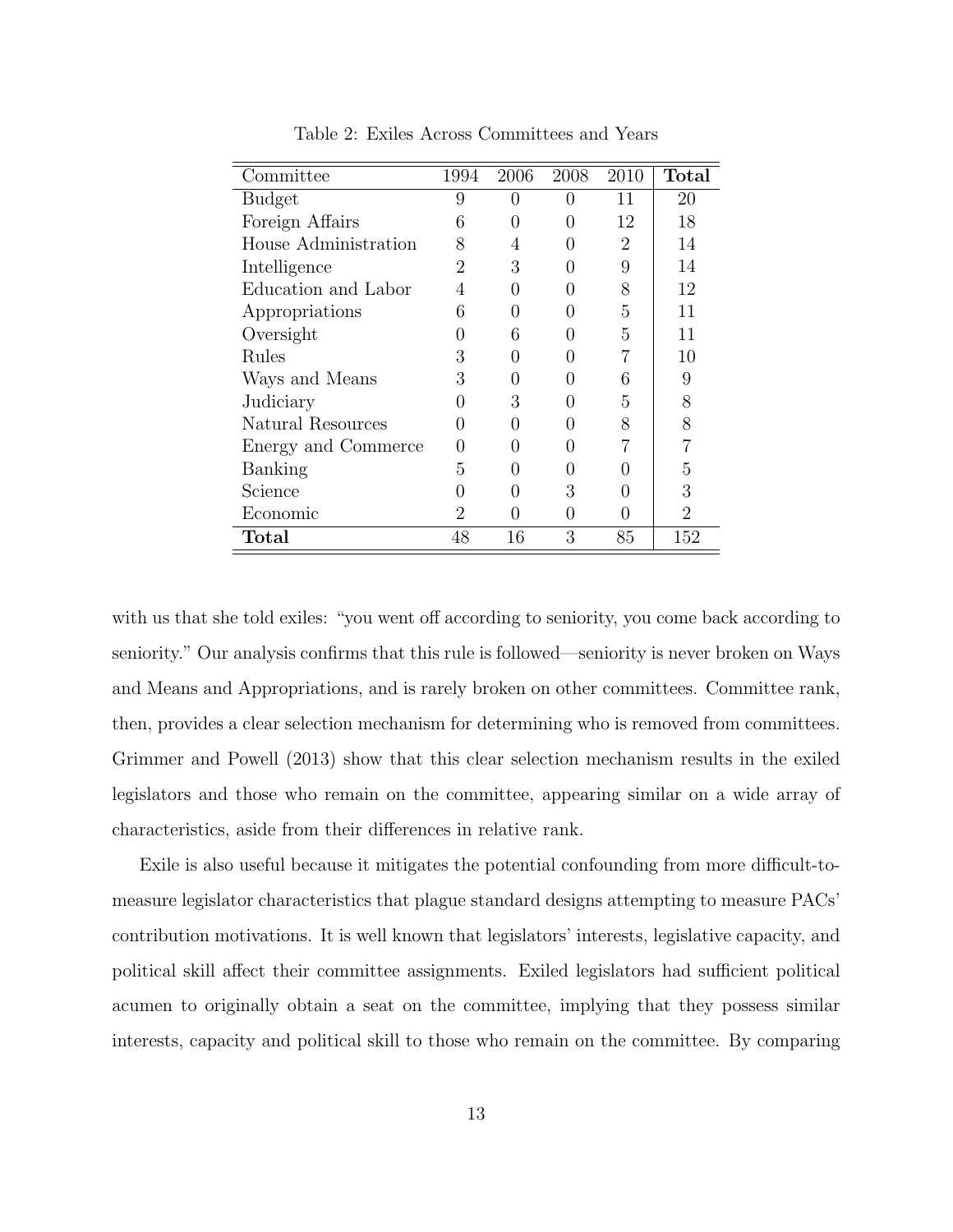Table 2: Exiles Across Committees and Years

| Committee | 1994 | 2006 | 2008 | 2010 | **Total** |
|---|---|---|---|---|---|
| Budget | 9 | 0 | 0 | 11 | 20 |
| Foreign Affairs | 6 | 0 | 0 | 12 | 18 |
| House Administration | 8 | 4 | 0 | 2 | 14 |
| Intelligence | 2 | 3 | 0 | 9 | 14 |
| Education and Labor | 4 | 0 | 0 | 8 | 12 |
| Appropriations | 6 | 0 | 0 | 5 | 11 |
| Oversight | 0 | 6 | 0 | 5 | 11 |
| Rules | 3 | 0 | 0 | 7 | 10 |
| Ways and Means | 3 | 0 | 0 | 6 | 9 |
| Judiciary | 0 | 3 | 0 | 5 | 8 |
| Natural Resources | 0 | 0 | 0 | 8 | 8 |
| Energy and Commerce | 0 | 0 | 0 | 7 | 7 |
| Banking | 5 | 0 | 0 | 0 | 5 |
| Science | 0 | 0 | 3 | 0 | 3 |
| Economic | 2 | 0 | 0 | 0 | 2 |
| **Total** | 48 | 16 | 3 | 85 | 152 |

with us that she told exiles: "you went off according to seniority, you come back according to seniority." Our analysis confirms that this rule is followed—seniority is never broken on Ways and Means and Appropriations, and is rarely broken on other committees. Committee rank, then, provides a clear selection mechanism for determining who is removed from committees. Grimmer and Powell (2013) show that this clear selection mechanism results in the exiled legislators and those who remain on the committee, appearing similar on a wide array of characteristics, aside from their differences in relative rank.

Exile is also useful because it mitigates the potential confounding from more difficult-to-measure legislator characteristics that plague standard designs attempting to measure PACs' contribution motivations. It is well known that legislators' interests, legislative capacity, and political skill affect their committee assignments. Exiled legislators had sufficient political acumen to originally obtain a seat on the committee, implying that they possess similar interests, capacity and political skill to those who remain on the committee. By comparing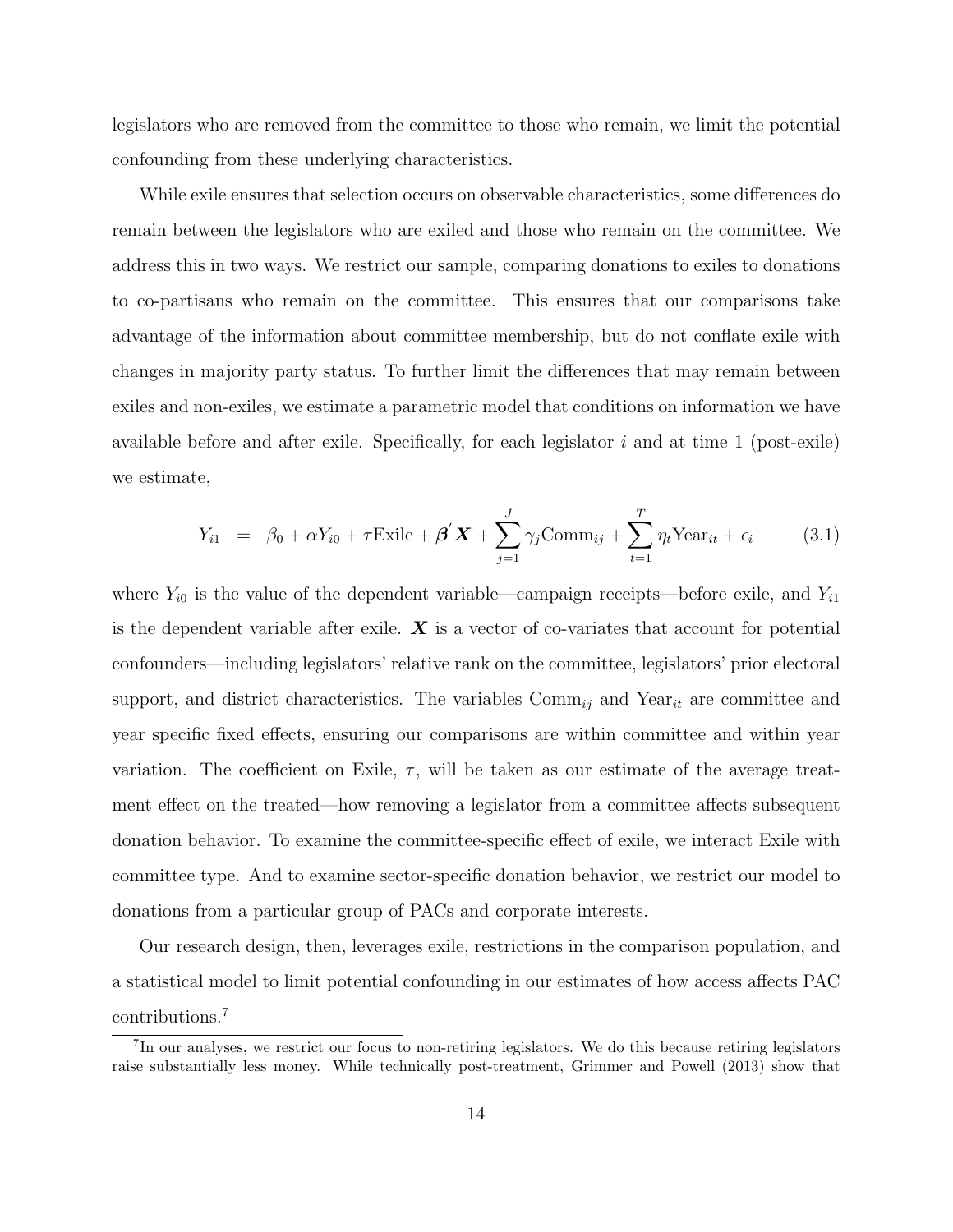legislators who are removed from the committee to those who remain, we limit the potential confounding from these underlying characteristics.

While exile ensures that selection occurs on observable characteristics, some differences do remain between the legislators who are exiled and those who remain on the committee. We address this in two ways. We restrict our sample, comparing donations to exiles to donations to co-partisans who remain on the committee. This ensures that our comparisons take advantage of the information about committee membership, but do not conflate exile with changes in majority party status. To further limit the differences that may remain between exiles and non-exiles, we estimate a parametric model that conditions on information we have available before and after exile. Specifically, for each legislator $i$ and at time 1 (post-exile) we estimate,

$$Y_{i1} \;\;=\;\; \beta_0 + \alpha Y_{i0} + \tau \text{Exile} + \boldsymbol{\beta}^{'} \boldsymbol{X} + \sum_{j=1}^{J} \gamma_j \text{Comm}_{ij} + \sum_{t=1}^{T} \eta_t \text{Year}_{it} + \epsilon_i \qquad (3.1)$$

where $Y_{i0}$ is the value of the dependent variable—campaign receipts—before exile, and $Y_{i1}$ is the dependent variable after exile. $\boldsymbol{X}$ is a vector of co-variates that account for potential confounders—including legislators' relative rank on the committee, legislators' prior electoral support, and district characteristics. The variables $\text{Comm}_{ij}$ and $\text{Year}_{it}$ are committee and year specific fixed effects, ensuring our comparisons are within committee and within year variation. The coefficient on Exile, $\tau$, will be taken as our estimate of the average treatment effect on the treated—how removing a legislator from a committee affects subsequent donation behavior. To examine the committee-specific effect of exile, we interact Exile with committee type. And to examine sector-specific donation behavior, we restrict our model to donations from a particular group of PACs and corporate interests.

Our research design, then, leverages exile, restrictions in the comparison population, and a statistical model to limit potential confounding in our estimates of how access affects PAC contributions.[7]

[7] In our analyses, we restrict our focus to non-retiring legislators. We do this because retiring legislators raise substantially less money. While technically post-treatment, Grimmer and Powell (2013) show that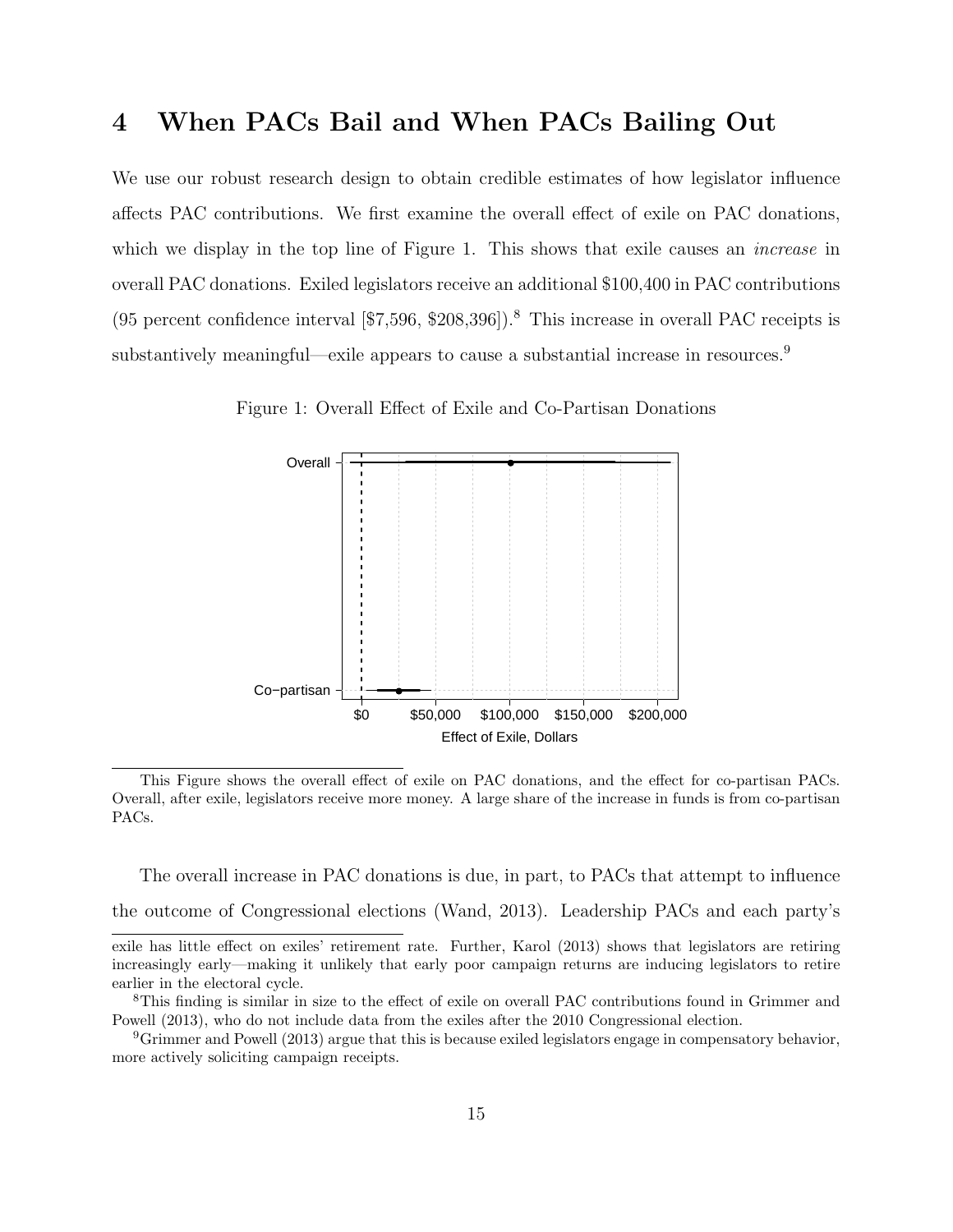# 4 When PACs Bail and When PACs Bailing Out

We use our robust research design to obtain credible estimates of how legislator influence affects PAC contributions. We first examine the overall effect of exile on PAC donations, which we display in the top line of Figure 1. This shows that exile causes an *increase* in overall PAC donations. Exiled legislators receive an additional $100,400 in PAC contributions (95 percent confidence interval [$7,596, $208,396]).[8] This increase in overall PAC receipts is substantively meaningful—exile appears to cause a substantial increase in resources.[9]

Figure 1: Overall Effect of Exile and Co-Partisan Donations

This Figure shows the overall effect of exile on PAC donations, and the effect for co-partisan PACs. Overall, after exile, legislators receive more money. A large share of the increase in funds is from co-partisan PACs.

The overall increase in PAC donations is due, in part, to PACs that attempt to influence the outcome of Congressional elections (Wand, 2013). Leadership PACs and each party's

exile has little effect on exiles' retirement rate. Further, Karol (2013) shows that legislators are retiring increasingly early—making it unlikely that early poor campaign returns are inducing legislators to retire earlier in the electoral cycle.

[8] This finding is similar in size to the effect of exile on overall PAC contributions found in Grimmer and Powell (2013), who do not include data from the exiles after the 2010 Congressional election.

[9] Grimmer and Powell (2013) argue that this is because exiled legislators engage in compensatory behavior, more actively soliciting campaign receipts.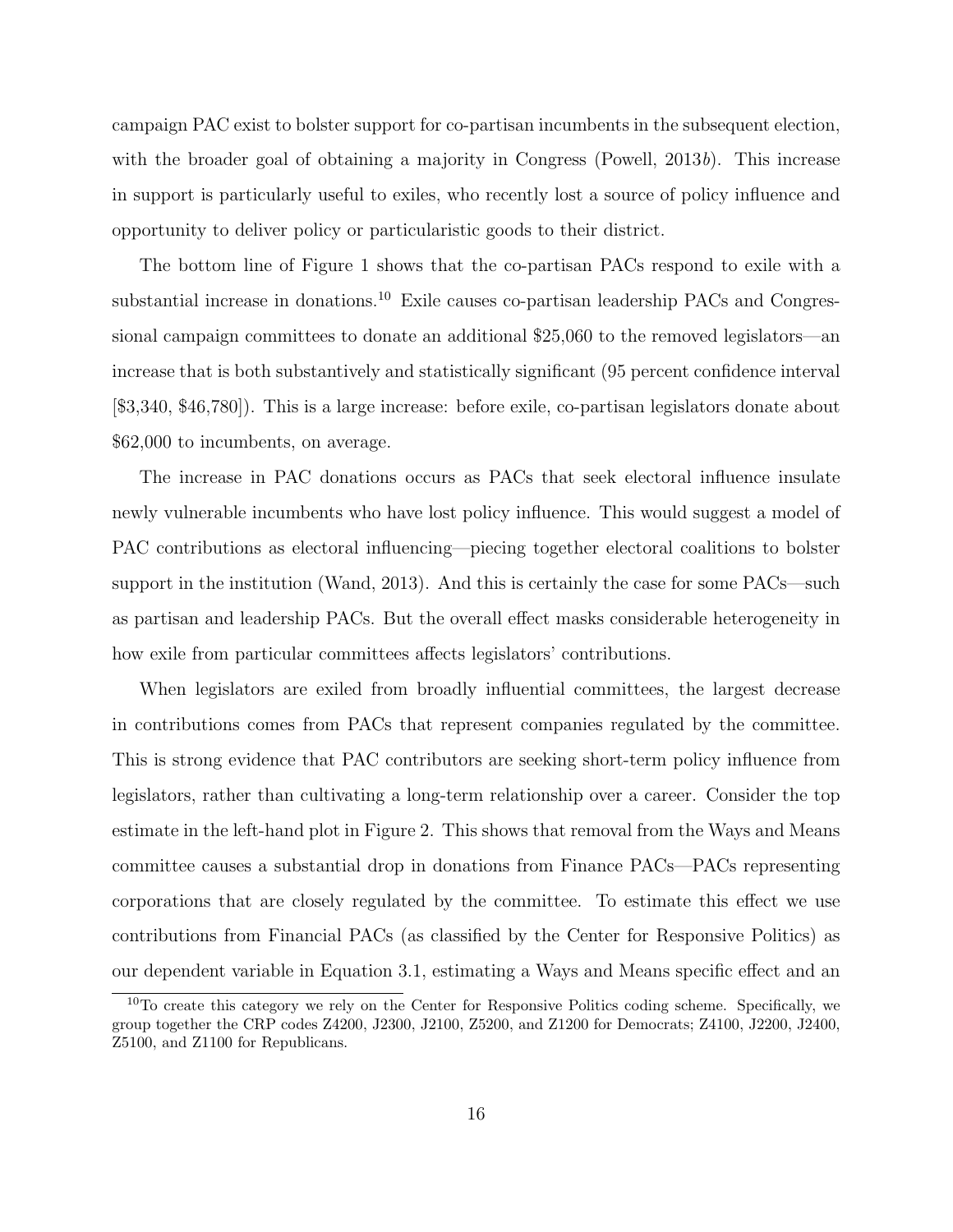campaign PAC exist to bolster support for co-partisan incumbents in the subsequent election, with the broader goal of obtaining a majority in Congress (Powell, 2013*b*). This increase in support is particularly useful to exiles, who recently lost a source of policy influence and opportunity to deliver policy or particularistic goods to their district.

The bottom line of Figure 1 shows that the co-partisan PACs respond to exile with a substantial increase in donations.[10] Exile causes co-partisan leadership PACs and Congressional campaign committees to donate an additional $25,060 to the removed legislators—an increase that is both substantively and statistically significant (95 percent confidence interval [$3,340, $46,780]). This is a large increase: before exile, co-partisan legislators donate about $62,000 to incumbents, on average.

The increase in PAC donations occurs as PACs that seek electoral influence insulate newly vulnerable incumbents who have lost policy influence. This would suggest a model of PAC contributions as electoral influencing—piecing together electoral coalitions to bolster support in the institution (Wand, 2013). And this is certainly the case for some PACs—such as partisan and leadership PACs. But the overall effect masks considerable heterogeneity in how exile from particular committees affects legislators' contributions.

When legislators are exiled from broadly influential committees, the largest decrease in contributions comes from PACs that represent companies regulated by the committee. This is strong evidence that PAC contributors are seeking short-term policy influence from legislators, rather than cultivating a long-term relationship over a career. Consider the top estimate in the left-hand plot in Figure 2. This shows that removal from the Ways and Means committee causes a substantial drop in donations from Finance PACs—PACs representing corporations that are closely regulated by the committee. To estimate this effect we use contributions from Financial PACs (as classified by the Center for Responsive Politics) as our dependent variable in Equation 3.1, estimating a Ways and Means specific effect and an

[10] To create this category we rely on the Center for Responsive Politics coding scheme. Specifically, we group together the CRP codes Z4200, J2300, J2100, Z5200, and Z1200 for Democrats; Z4100, J2200, J2400, Z5100, and Z1100 for Republicans.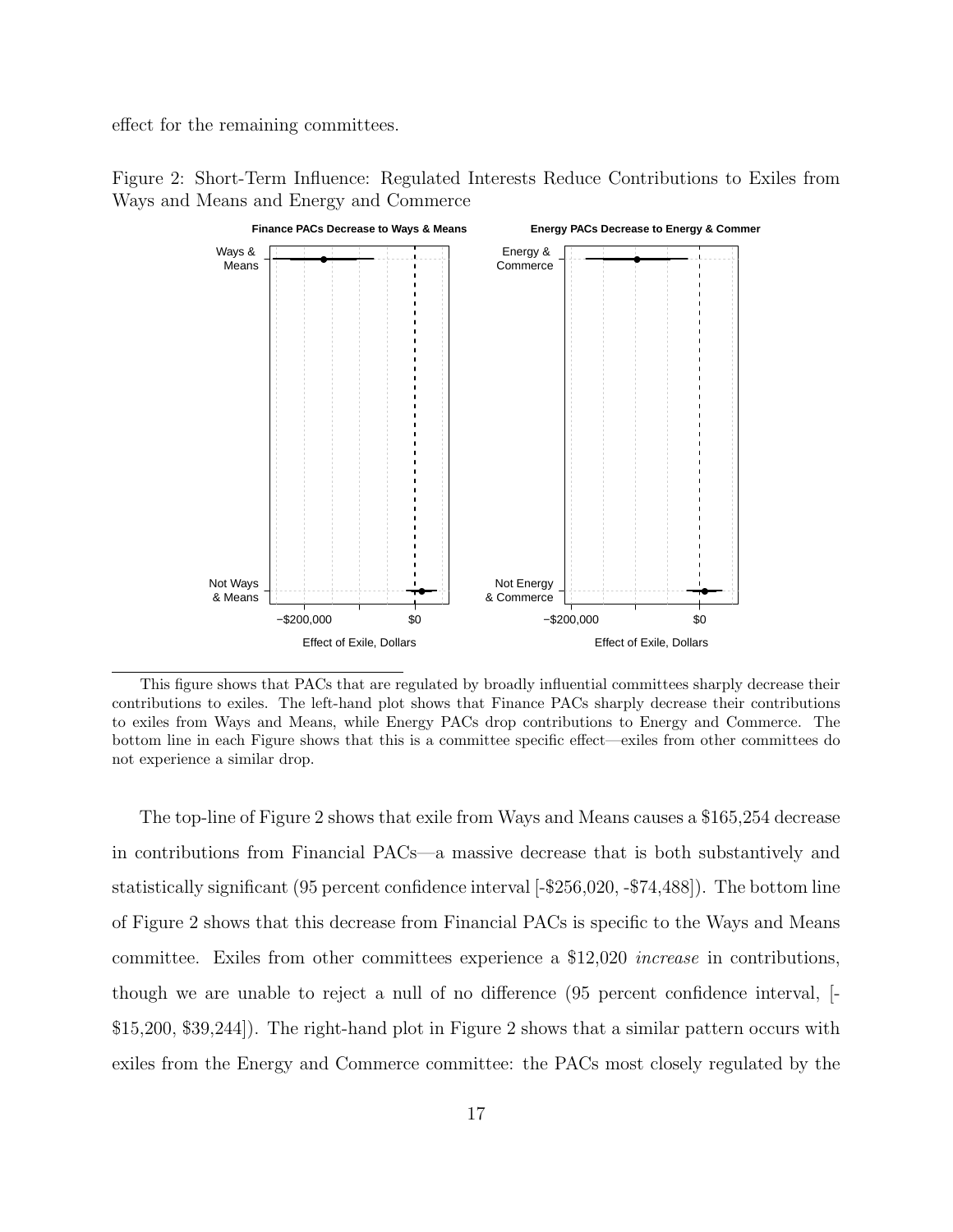effect for the remaining committees.

Figure 2: Short-Term Influence: Regulated Interests Reduce Contributions to Exiles from Ways and Means and Energy and Commerce

This figure shows that PACs that are regulated by broadly influential committees sharply decrease their contributions to exiles. The left-hand plot shows that Finance PACs sharply decrease their contributions to exiles from Ways and Means, while Energy PACs drop contributions to Energy and Commerce. The bottom line in each Figure shows that this is a committee specific effect—exiles from other committees do not experience a similar drop.

The top-line of Figure 2 shows that exile from Ways and Means causes a \$165,254 decrease in contributions from Financial PACs—a massive decrease that is both substantively and statistically significant (95 percent confidence interval [-\$256,020, -\$74,488]). The bottom line of Figure 2 shows that this decrease from Financial PACs is specific to the Ways and Means committee. Exiles from other committees experience a \$12,020 *increase* in contributions, though we are unable to reject a null of no difference (95 percent confidence interval, [-\$15,200, \$39,244]). The right-hand plot in Figure 2 shows that a similar pattern occurs with exiles from the Energy and Commerce committee: the PACs most closely regulated by the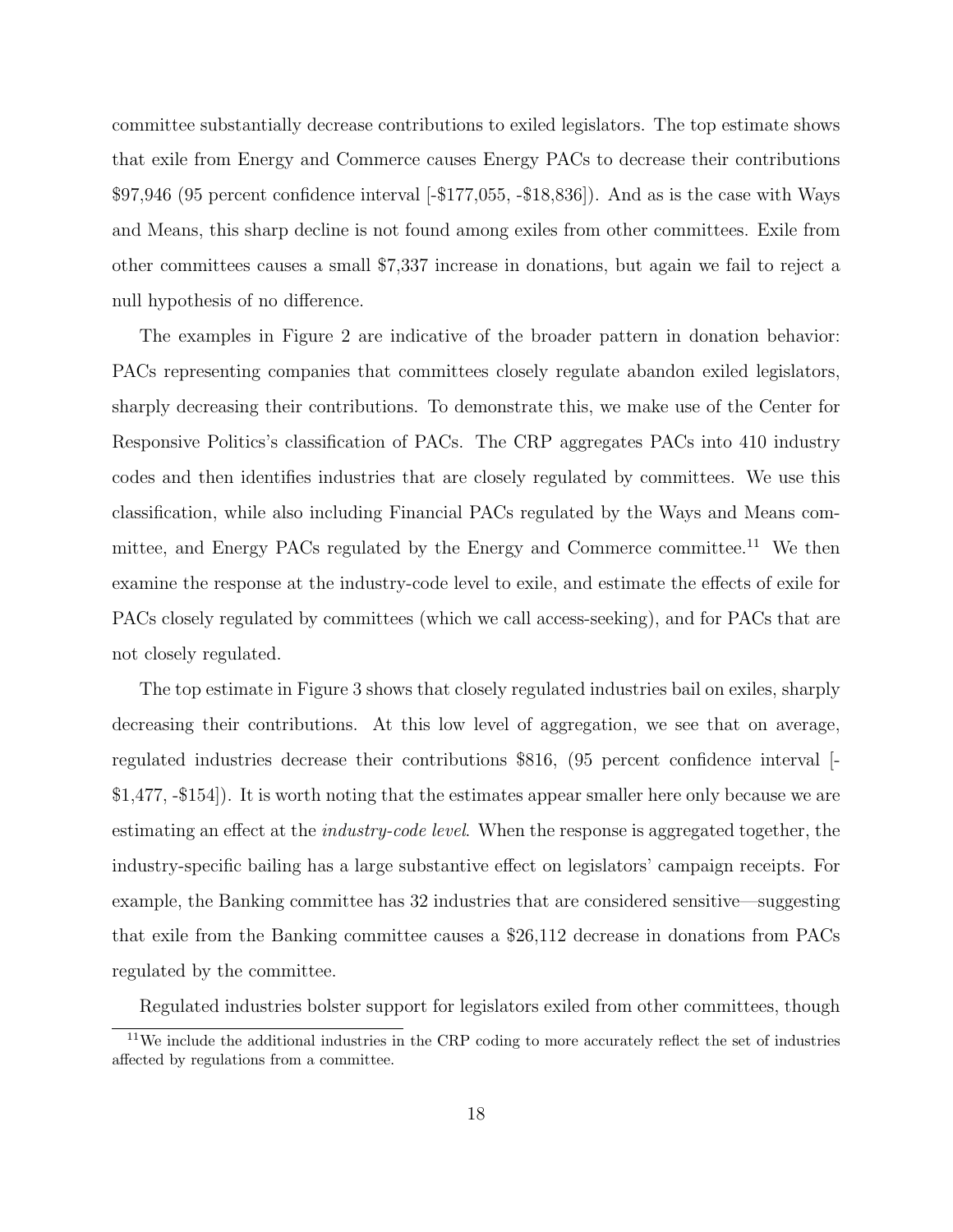committee substantially decrease contributions to exiled legislators. The top estimate shows that exile from Energy and Commerce causes Energy PACs to decrease their contributions $97,946 (95 percent confidence interval [-$177,055, -$18,836]). And as is the case with Ways and Means, this sharp decline is not found among exiles from other committees. Exile from other committees causes a small $7,337 increase in donations, but again we fail to reject a null hypothesis of no difference.

The examples in Figure 2 are indicative of the broader pattern in donation behavior: PACs representing companies that committees closely regulate abandon exiled legislators, sharply decreasing their contributions. To demonstrate this, we make use of the Center for Responsive Politics's classification of PACs. The CRP aggregates PACs into 410 industry codes and then identifies industries that are closely regulated by committees. We use this classification, while also including Financial PACs regulated by the Ways and Means committee, and Energy PACs regulated by the Energy and Commerce committee.[11] We then examine the response at the industry-code level to exile, and estimate the effects of exile for PACs closely regulated by committees (which we call access-seeking), and for PACs that are not closely regulated.

The top estimate in Figure 3 shows that closely regulated industries bail on exiles, sharply decreasing their contributions. At this low level of aggregation, we see that on average, regulated industries decrease their contributions $816, (95 percent confidence interval [-$1,477, -$154]). It is worth noting that the estimates appear smaller here only because we are estimating an effect at the *industry-code level*. When the response is aggregated together, the industry-specific bailing has a large substantive effect on legislators' campaign receipts. For example, the Banking committee has 32 industries that are considered sensitive—suggesting that exile from the Banking committee causes a $26,112 decrease in donations from PACs regulated by the committee.

Regulated industries bolster support for legislators exiled from other committees, though

[11] We include the additional industries in the CRP coding to more accurately reflect the set of industries affected by regulations from a committee.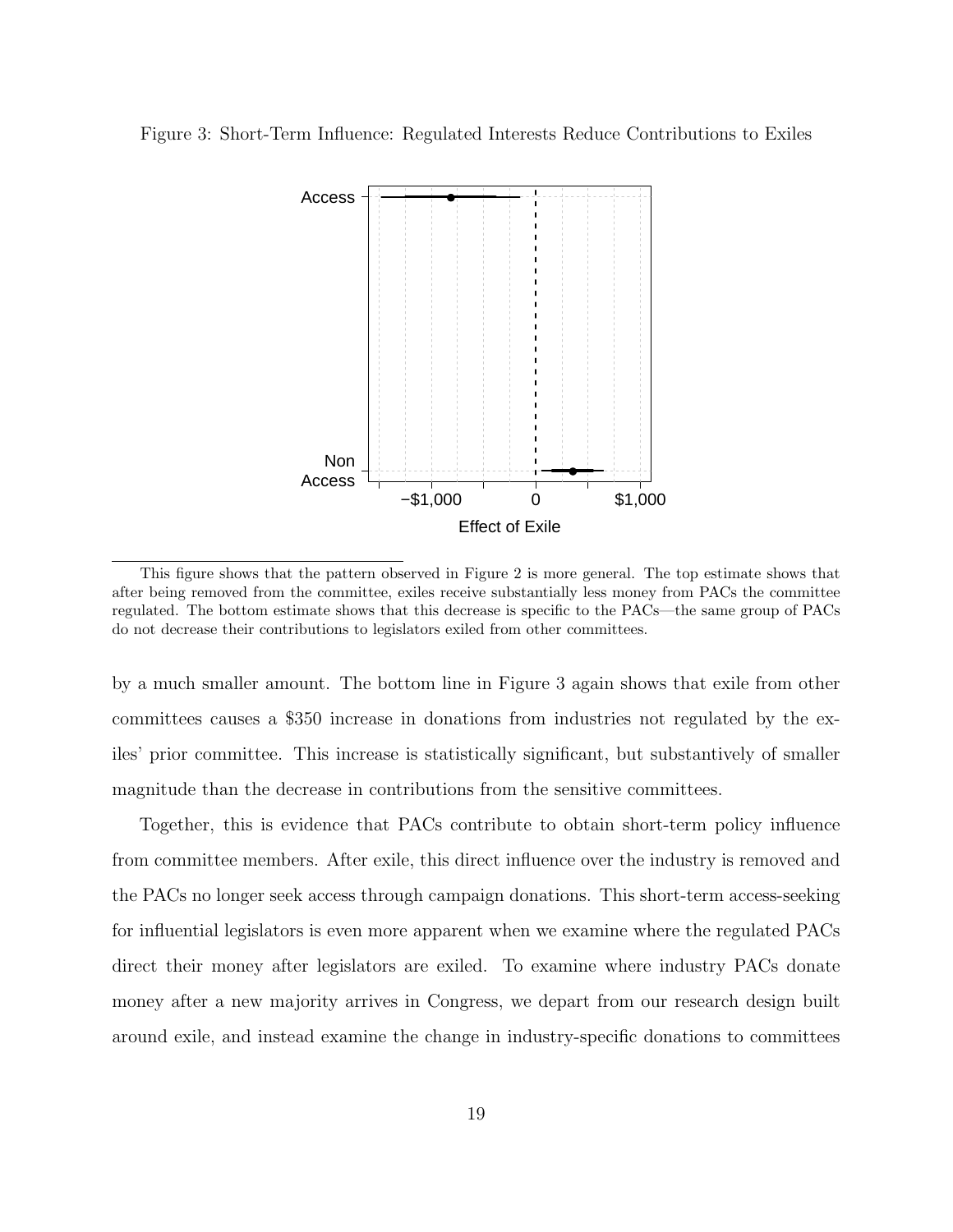Figure 3: Short-Term Influence: Regulated Interests Reduce Contributions to Exiles

This figure shows that the pattern observed in Figure 2 is more general. The top estimate shows that after being removed from the committee, exiles receive substantially less money from PACs the committee regulated. The bottom estimate shows that this decrease is specific to the PACs—the same group of PACs do not decrease their contributions to legislators exiled from other committees.

by a much smaller amount. The bottom line in Figure 3 again shows that exile from other committees causes a $350 increase in donations from industries not regulated by the exiles' prior committee. This increase is statistically significant, but substantively of smaller magnitude than the decrease in contributions from the sensitive committees.

Together, this is evidence that PACs contribute to obtain short-term policy influence from committee members. After exile, this direct influence over the industry is removed and the PACs no longer seek access through campaign donations. This short-term access-seeking for influential legislators is even more apparent when we examine where the regulated PACs direct their money after legislators are exiled. To examine where industry PACs donate money after a new majority arrives in Congress, we depart from our research design built around exile, and instead examine the change in industry-specific donations to committees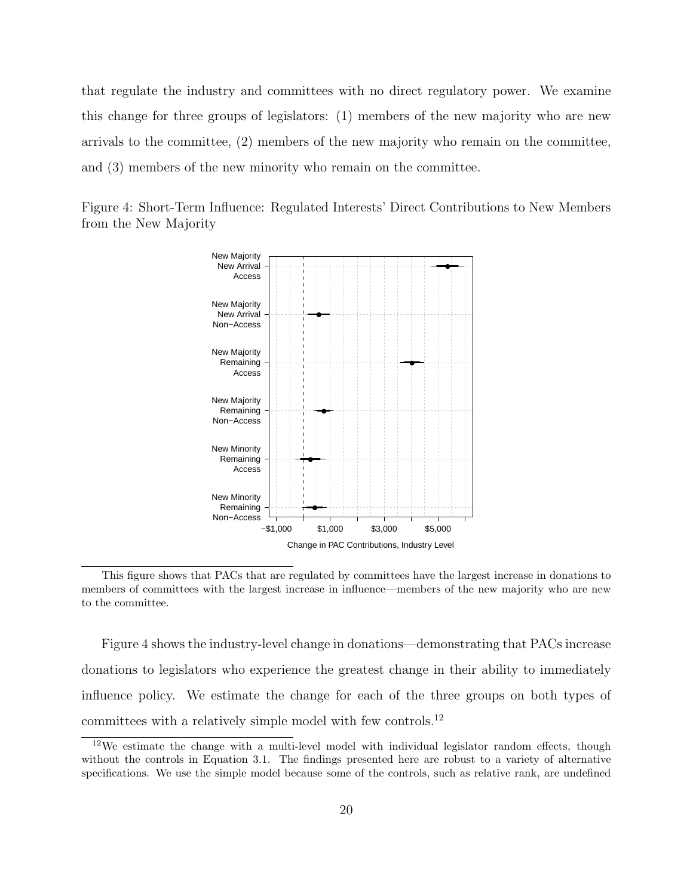that regulate the industry and committees with no direct regulatory power. We examine this change for three groups of legislators: (1) members of the new majority who are new arrivals to the committee, (2) members of the new majority who remain on the committee, and (3) members of the new minority who remain on the committee.

Figure 4: Short-Term Influence: Regulated Interests' Direct Contributions to New Members from the New Majority

This figure shows that PACs that are regulated by committees have the largest increase in donations to members of committees with the largest increase in influence—members of the new majority who are new to the committee.

Figure 4 shows the industry-level change in donations—demonstrating that PACs increase donations to legislators who experience the greatest change in their ability to immediately influence policy. We estimate the change for each of the three groups on both types of committees with a relatively simple model with few controls.[12]

[12]We estimate the change with a multi-level model with individual legislator random effects, though without the controls in Equation 3.1. The findings presented here are robust to a variety of alternative specifications. We use the simple model because some of the controls, such as relative rank, are undefined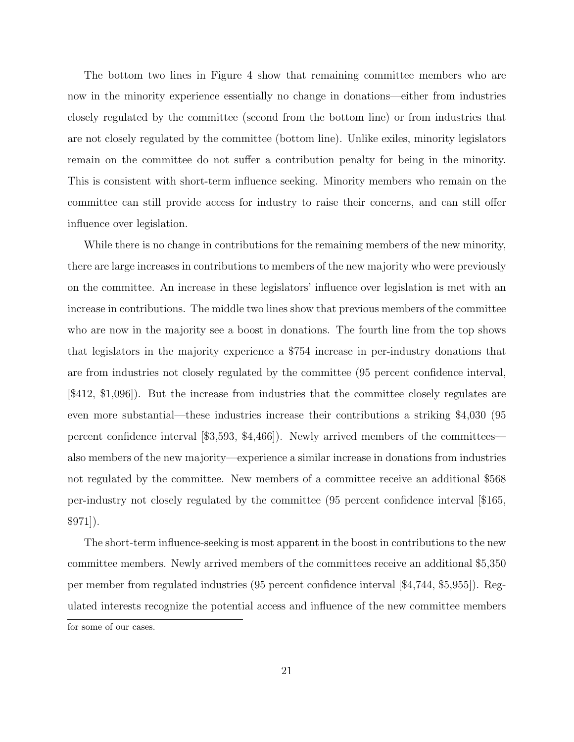The bottom two lines in Figure 4 show that remaining committee members who are now in the minority experience essentially no change in donations—either from industries closely regulated by the committee (second from the bottom line) or from industries that are not closely regulated by the committee (bottom line). Unlike exiles, minority legislators remain on the committee do not suffer a contribution penalty for being in the minority. This is consistent with short-term influence seeking. Minority members who remain on the committee can still provide access for industry to raise their concerns, and can still offer influence over legislation.

While there is no change in contributions for the remaining members of the new minority, there are large increases in contributions to members of the new majority who were previously on the committee. An increase in these legislators' influence over legislation is met with an increase in contributions. The middle two lines show that previous members of the committee who are now in the majority see a boost in donations. The fourth line from the top shows that legislators in the majority experience a $754 increase in per-industry donations that are from industries not closely regulated by the committee (95 percent confidence interval, [$412, $1,096]). But the increase from industries that the committee closely regulates are even more substantial—these industries increase their contributions a striking $4,030 (95 percent confidence interval [$3,593, $4,466]). Newly arrived members of the committees—also members of the new majority—experience a similar increase in donations from industries not regulated by the committee. New members of a committee receive an additional $568 per-industry not closely regulated by the committee (95 percent confidence interval [$165, $971]).

The short-term influence-seeking is most apparent in the boost in contributions to the new committee members. Newly arrived members of the committees receive an additional $5,350 per member from regulated industries (95 percent confidence interval [$4,744, $5,955]). Regulated interests recognize the potential access and influence of the new committee members

for some of our cases.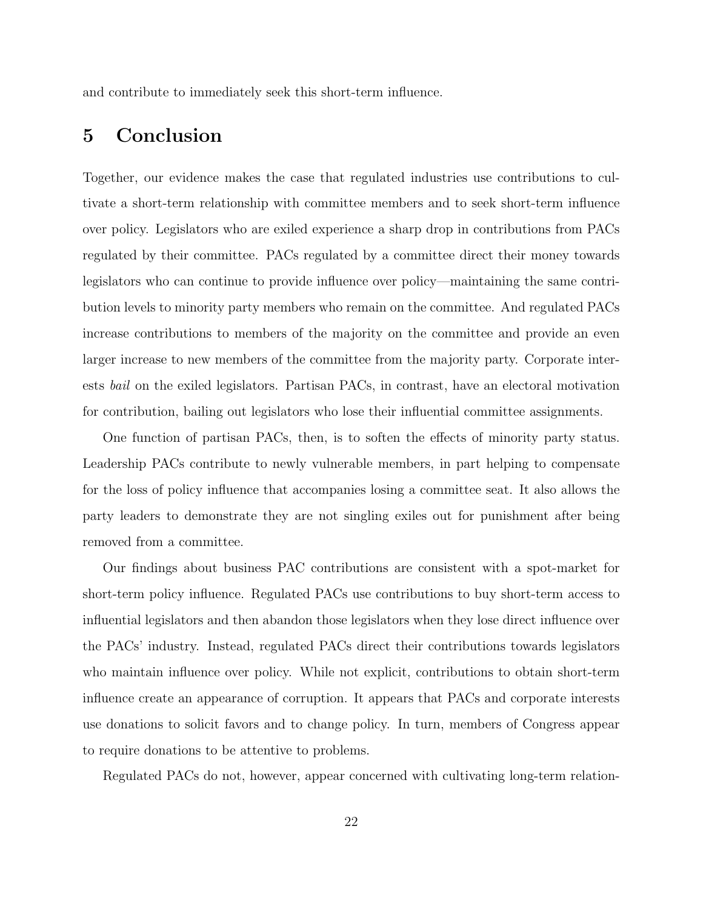and contribute to immediately seek this short-term influence.

# 5 Conclusion

Together, our evidence makes the case that regulated industries use contributions to cultivate a short-term relationship with committee members and to seek short-term influence over policy. Legislators who are exiled experience a sharp drop in contributions from PACs regulated by their committee. PACs regulated by a committee direct their money towards legislators who can continue to provide influence over policy—maintaining the same contribution levels to minority party members who remain on the committee. And regulated PACs increase contributions to members of the majority on the committee and provide an even larger increase to new members of the committee from the majority party. Corporate interests *bail* on the exiled legislators. Partisan PACs, in contrast, have an electoral motivation for contribution, bailing out legislators who lose their influential committee assignments.

One function of partisan PACs, then, is to soften the effects of minority party status. Leadership PACs contribute to newly vulnerable members, in part helping to compensate for the loss of policy influence that accompanies losing a committee seat. It also allows the party leaders to demonstrate they are not singling exiles out for punishment after being removed from a committee.

Our findings about business PAC contributions are consistent with a spot-market for short-term policy influence. Regulated PACs use contributions to buy short-term access to influential legislators and then abandon those legislators when they lose direct influence over the PACs' industry. Instead, regulated PACs direct their contributions towards legislators who maintain influence over policy. While not explicit, contributions to obtain short-term influence create an appearance of corruption. It appears that PACs and corporate interests use donations to solicit favors and to change policy. In turn, members of Congress appear to require donations to be attentive to problems.

Regulated PACs do not, however, appear concerned with cultivating long-term relation-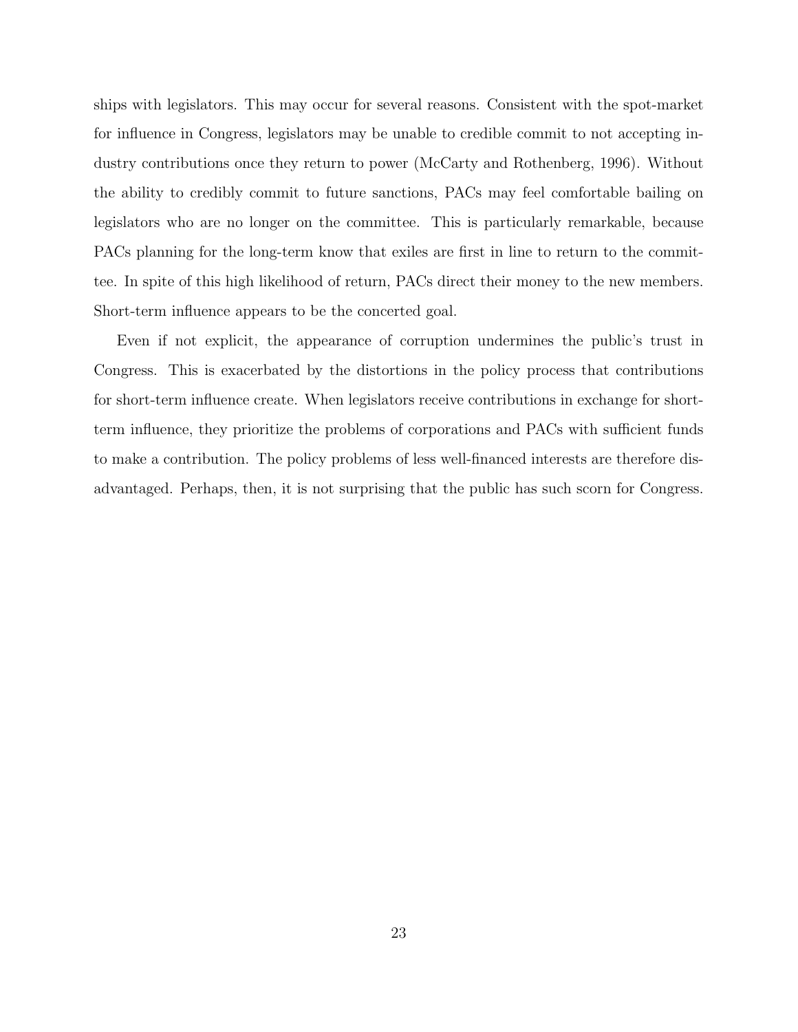ships with legislators. This may occur for several reasons. Consistent with the spot-market for influence in Congress, legislators may be unable to credible commit to not accepting industry contributions once they return to power (McCarty and Rothenberg, 1996). Without the ability to credibly commit to future sanctions, PACs may feel comfortable bailing on legislators who are no longer on the committee. This is particularly remarkable, because PACs planning for the long-term know that exiles are first in line to return to the committee. In spite of this high likelihood of return, PACs direct their money to the new members. Short-term influence appears to be the concerted goal.

Even if not explicit, the appearance of corruption undermines the public's trust in Congress. This is exacerbated by the distortions in the policy process that contributions for short-term influence create. When legislators receive contributions in exchange for short-term influence, they prioritize the problems of corporations and PACs with sufficient funds to make a contribution. The policy problems of less well-financed interests are therefore disadvantaged. Perhaps, then, it is not surprising that the public has such scorn for Congress.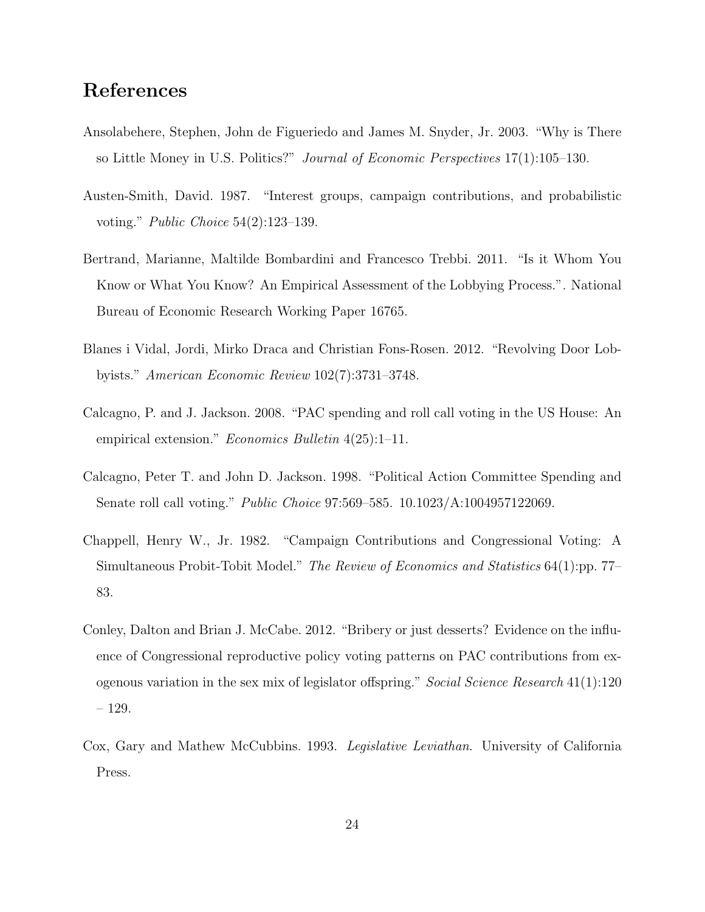## References

Ansolabehere, Stephen, John de Figueriedo and James M. Snyder, Jr. 2003. "Why is There so Little Money in U.S. Politics?" *Journal of Economic Perspectives* 17(1):105–130.

Austen-Smith, David. 1987. "Interest groups, campaign contributions, and probabilistic voting." *Public Choice* 54(2):123–139.

Bertrand, Marianne, Maltilde Bombardini and Francesco Trebbi. 2011. "Is it Whom You Know or What You Know? An Empirical Assessment of the Lobbying Process.". National Bureau of Economic Research Working Paper 16765.

Blanes i Vidal, Jordi, Mirko Draca and Christian Fons-Rosen. 2012. "Revolving Door Lobbyists." *American Economic Review* 102(7):3731–3748.

Calcagno, P. and J. Jackson. 2008. "PAC spending and roll call voting in the US House: An empirical extension." *Economics Bulletin* 4(25):1–11.

Calcagno, Peter T. and John D. Jackson. 1998. "Political Action Committee Spending and Senate roll call voting." *Public Choice* 97:569–585. 10.1023/A:1004957122069.

Chappell, Henry W., Jr. 1982. "Campaign Contributions and Congressional Voting: A Simultaneous Probit-Tobit Model." *The Review of Economics and Statistics* 64(1):pp. 77–83.

Conley, Dalton and Brian J. McCabe. 2012. "Bribery or just desserts? Evidence on the influence of Congressional reproductive policy voting patterns on PAC contributions from exogenous variation in the sex mix of legislator offspring." *Social Science Research* 41(1):120 – 129.

Cox, Gary and Mathew McCubbins. 1993. *Legislative Leviathan*. University of California Press.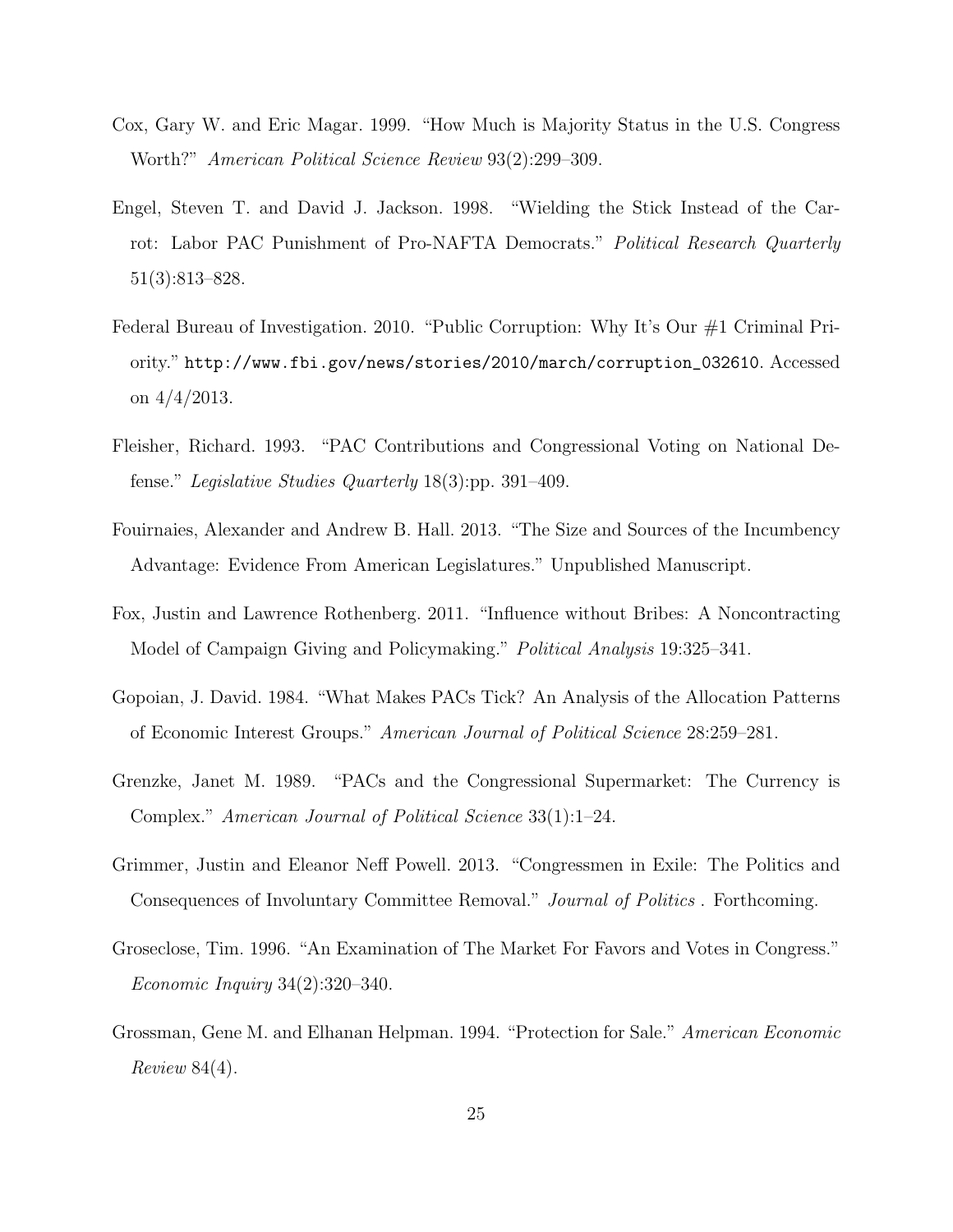Cox, Gary W. and Eric Magar. 1999. "How Much is Majority Status in the U.S. Congress Worth?" *American Political Science Review* 93(2):299–309.

Engel, Steven T. and David J. Jackson. 1998. "Wielding the Stick Instead of the Carrot: Labor PAC Punishment of Pro-NAFTA Democrats." *Political Research Quarterly* 51(3):813–828.

Federal Bureau of Investigation. 2010. "Public Corruption: Why It's Our #1 Criminal Priority." `http://www.fbi.gov/news/stories/2010/march/corruption_032610`. Accessed on 4/4/2013.

Fleisher, Richard. 1993. "PAC Contributions and Congressional Voting on National Defense." *Legislative Studies Quarterly* 18(3):pp. 391–409.

Fouirnaies, Alexander and Andrew B. Hall. 2013. "The Size and Sources of the Incumbency Advantage: Evidence From American Legislatures." Unpublished Manuscript.

Fox, Justin and Lawrence Rothenberg. 2011. "Influence without Bribes: A Noncontracting Model of Campaign Giving and Policymaking." *Political Analysis* 19:325–341.

Gopoian, J. David. 1984. "What Makes PACs Tick? An Analysis of the Allocation Patterns of Economic Interest Groups." *American Journal of Political Science* 28:259–281.

Grenzke, Janet M. 1989. "PACs and the Congressional Supermarket: The Currency is Complex." *American Journal of Political Science* 33(1):1–24.

Grimmer, Justin and Eleanor Neff Powell. 2013. "Congressmen in Exile: The Politics and Consequences of Involuntary Committee Removal." *Journal of Politics* . Forthcoming.

Groseclose, Tim. 1996. "An Examination of The Market For Favors and Votes in Congress." *Economic Inquiry* 34(2):320–340.

Grossman, Gene M. and Elhanan Helpman. 1994. "Protection for Sale." *American Economic Review* 84(4).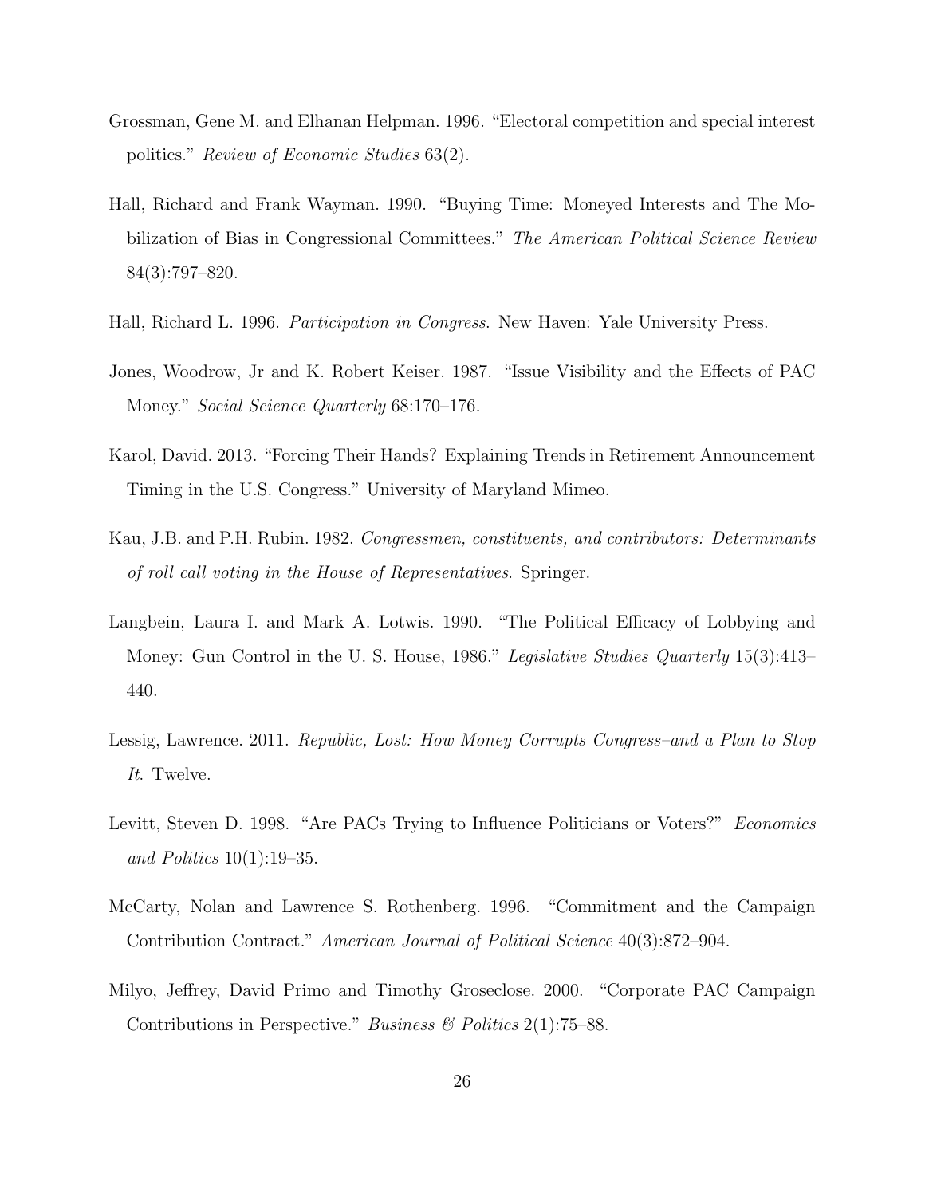Grossman, Gene M. and Elhanan Helpman. 1996. "Electoral competition and special interest politics." *Review of Economic Studies* 63(2).

Hall, Richard and Frank Wayman. 1990. "Buying Time: Moneyed Interests and The Mobilization of Bias in Congressional Committees." *The American Political Science Review* 84(3):797–820.

Hall, Richard L. 1996. *Participation in Congress*. New Haven: Yale University Press.

Jones, Woodrow, Jr and K. Robert Keiser. 1987. "Issue Visibility and the Effects of PAC Money." *Social Science Quarterly* 68:170–176.

Karol, David. 2013. "Forcing Their Hands? Explaining Trends in Retirement Announcement Timing in the U.S. Congress." University of Maryland Mimeo.

Kau, J.B. and P.H. Rubin. 1982. *Congressmen, constituents, and contributors: Determinants of roll call voting in the House of Representatives*. Springer.

Langbein, Laura I. and Mark A. Lotwis. 1990. "The Political Efficacy of Lobbying and Money: Gun Control in the U. S. House, 1986." *Legislative Studies Quarterly* 15(3):413–440.

Lessig, Lawrence. 2011. *Republic, Lost: How Money Corrupts Congress–and a Plan to Stop It*. Twelve.

Levitt, Steven D. 1998. "Are PACs Trying to Influence Politicians or Voters?" *Economics and Politics* 10(1):19–35.

McCarty, Nolan and Lawrence S. Rothenberg. 1996. "Commitment and the Campaign Contribution Contract." *American Journal of Political Science* 40(3):872–904.

Milyo, Jeffrey, David Primo and Timothy Groseclose. 2000. "Corporate PAC Campaign Contributions in Perspective." *Business & Politics* 2(1):75–88.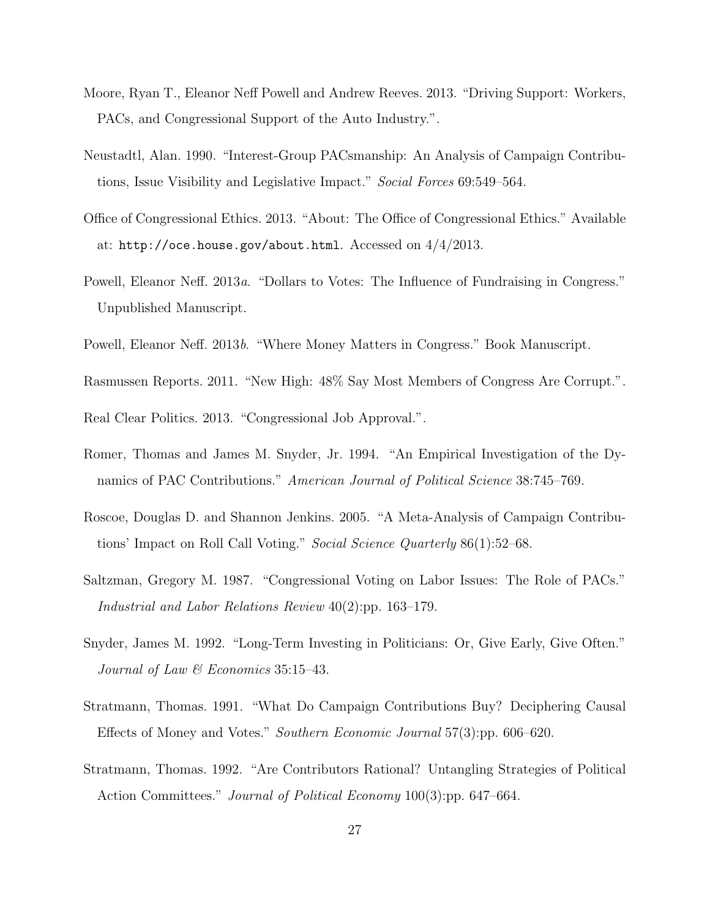Moore, Ryan T., Eleanor Neff Powell and Andrew Reeves. 2013. "Driving Support: Workers, PACs, and Congressional Support of the Auto Industry.".

Neustadtl, Alan. 1990. "Interest-Group PACsmanship: An Analysis of Campaign Contributions, Issue Visibility and Legislative Impact." *Social Forces* 69:549–564.

Office of Congressional Ethics. 2013. "About: The Office of Congressional Ethics." Available at: `http://oce.house.gov/about.html`. Accessed on 4/4/2013.

Powell, Eleanor Neff. 2013*a*. "Dollars to Votes: The Influence of Fundraising in Congress." Unpublished Manuscript.

Powell, Eleanor Neff. 2013*b*. "Where Money Matters in Congress." Book Manuscript.

Rasmussen Reports. 2011. "New High: 48% Say Most Members of Congress Are Corrupt.".

Real Clear Politics. 2013. "Congressional Job Approval.".

Romer, Thomas and James M. Snyder, Jr. 1994. "An Empirical Investigation of the Dynamics of PAC Contributions." *American Journal of Political Science* 38:745–769.

Roscoe, Douglas D. and Shannon Jenkins. 2005. "A Meta-Analysis of Campaign Contributions' Impact on Roll Call Voting." *Social Science Quarterly* 86(1):52–68.

Saltzman, Gregory M. 1987. "Congressional Voting on Labor Issues: The Role of PACs." *Industrial and Labor Relations Review* 40(2):pp. 163–179.

Snyder, James M. 1992. "Long-Term Investing in Politicians: Or, Give Early, Give Often." *Journal of Law & Economics* 35:15–43.

Stratmann, Thomas. 1991. "What Do Campaign Contributions Buy? Deciphering Causal Effects of Money and Votes." *Southern Economic Journal* 57(3):pp. 606–620.

Stratmann, Thomas. 1992. "Are Contributors Rational? Untangling Strategies of Political Action Committees." *Journal of Political Economy* 100(3):pp. 647–664.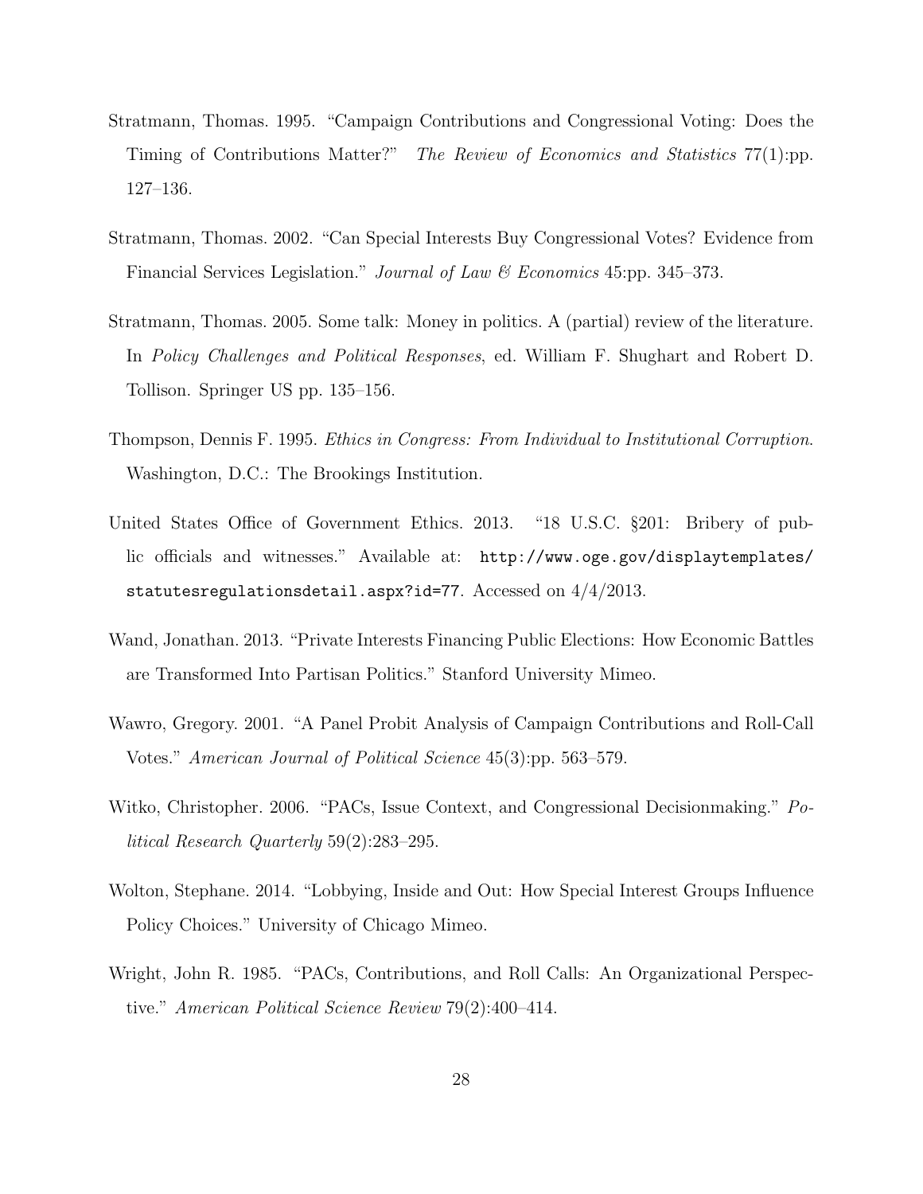Stratmann, Thomas. 1995. "Campaign Contributions and Congressional Voting: Does the Timing of Contributions Matter?" *The Review of Economics and Statistics* 77(1):pp. 127–136.

Stratmann, Thomas. 2002. "Can Special Interests Buy Congressional Votes? Evidence from Financial Services Legislation." *Journal of Law & Economics* 45:pp. 345–373.

Stratmann, Thomas. 2005. Some talk: Money in politics. A (partial) review of the literature. In *Policy Challenges and Political Responses*, ed. William F. Shughart and Robert D. Tollison. Springer US pp. 135–156.

Thompson, Dennis F. 1995. *Ethics in Congress: From Individual to Institutional Corruption.* Washington, D.C.: The Brookings Institution.

United States Office of Government Ethics. 2013. "18 U.S.C. §201: Bribery of public officials and witnesses." Available at: `http://www.oge.gov/displaytemplates/statutesregulationsdetail.aspx?id=77`. Accessed on 4/4/2013.

Wand, Jonathan. 2013. "Private Interests Financing Public Elections: How Economic Battles are Transformed Into Partisan Politics." Stanford University Mimeo.

Wawro, Gregory. 2001. "A Panel Probit Analysis of Campaign Contributions and Roll-Call Votes." *American Journal of Political Science* 45(3):pp. 563–579.

Witko, Christopher. 2006. "PACs, Issue Context, and Congressional Decisionmaking." *Political Research Quarterly* 59(2):283–295.

Wolton, Stephane. 2014. "Lobbying, Inside and Out: How Special Interest Groups Influence Policy Choices." University of Chicago Mimeo.

Wright, John R. 1985. "PACs, Contributions, and Roll Calls: An Organizational Perspective." *American Political Science Review* 79(2):400–414.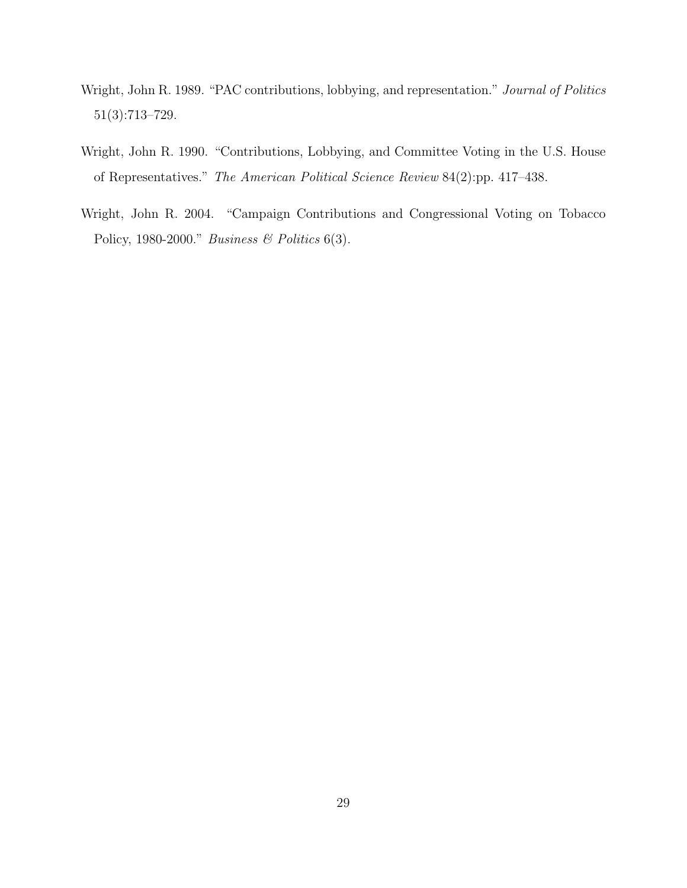Wright, John R. 1989. "PAC contributions, lobbying, and representation." *Journal of Politics* 51(3):713–729.

Wright, John R. 1990. "Contributions, Lobbying, and Committee Voting in the U.S. House of Representatives." *The American Political Science Review* 84(2):pp. 417–438.

Wright, John R. 2004. "Campaign Contributions and Congressional Voting on Tobacco Policy, 1980-2000." *Business & Politics* 6(3).